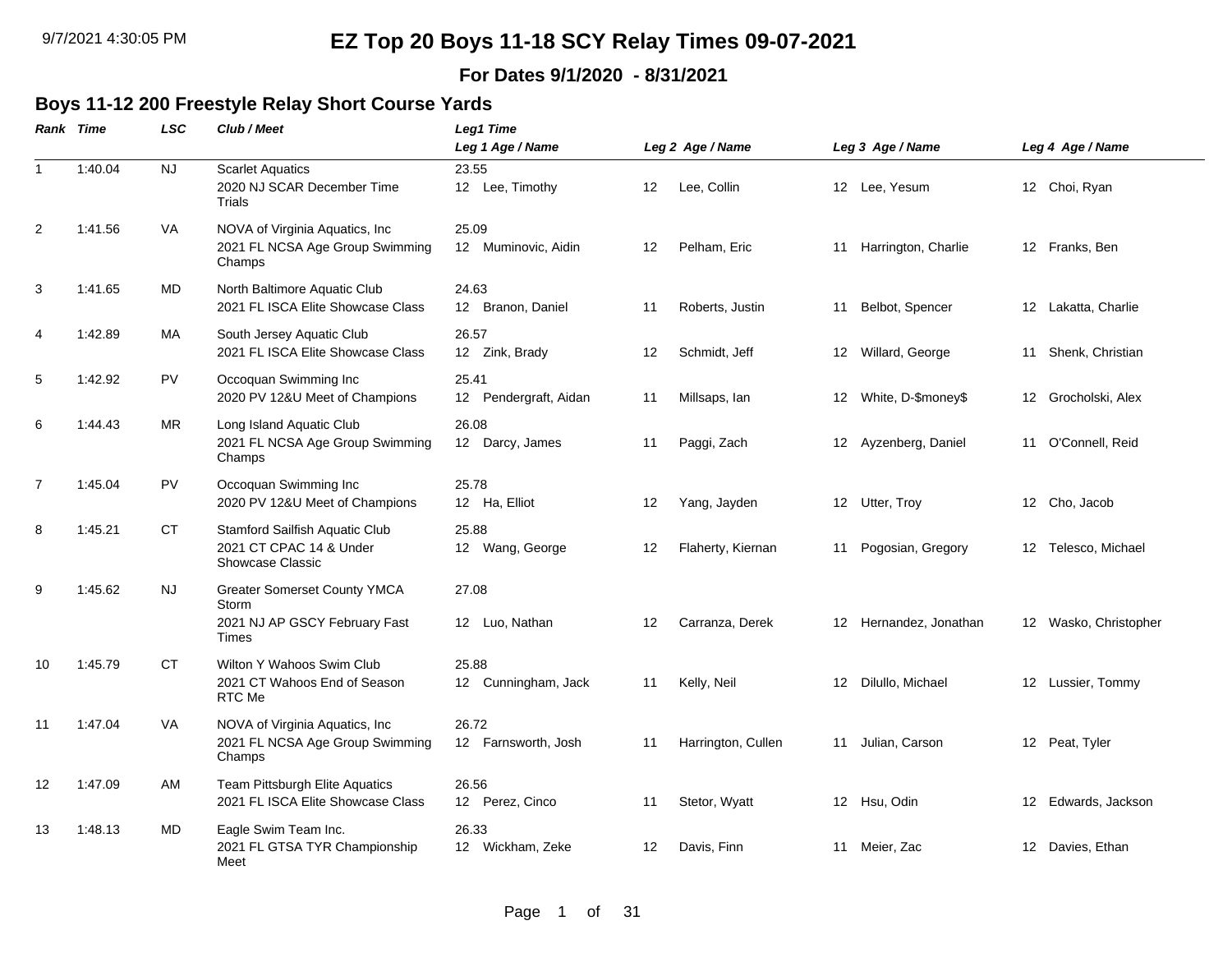# EZ Top 20 Boys 11-18 SCY Relay Times 09-07-2021

**For Dates 9/1/2020 - 8/31/2021**

## Boys 11-12 200 Freestyle Relay Short Course Yards

| Rank | Time | LSC | Club / Meet | Leg1 Time / Leg 1 Age / Name | Leg 2 Age / Name | Leg 3 Age / Name | Leg 4 Age / Name |
|---|---|---|---|---|---|---|---|
| 1 | 1:40.04 | NJ | Scarlet Aquatics<br>2020 NJ SCAR December Time Trials | 23.55<br>12 Lee, Timothy | 12 Lee, Collin | 12 Lee, Yesum | 12 Choi, Ryan |
| 2 | 1:41.56 | VA | NOVA of Virginia Aquatics, Inc<br>2021 FL NCSA Age Group Swimming Champs | 25.09<br>12 Muminovic, Aidin | 12 Pelham, Eric | 11 Harrington, Charlie | 12 Franks, Ben |
| 3 | 1:41.65 | MD | North Baltimore Aquatic Club<br>2021 FL ISCA Elite Showcase Class | 24.63<br>12 Branon, Daniel | 11 Roberts, Justin | 11 Belbot, Spencer | 12 Lakatta, Charlie |
| 4 | 1:42.89 | MA | South Jersey Aquatic Club<br>2021 FL ISCA Elite Showcase Class | 26.57<br>12 Zink, Brady | 12 Schmidt, Jeff | 12 Willard, George | 11 Shenk, Christian |
| 5 | 1:42.92 | PV | Occoquan Swimming Inc<br>2020 PV 12&U Meet of Champions | 25.41<br>12 Pendergraft, Aidan | 11 Millsaps, Ian | 12 White, D-$money$ | 12 Grocholski, Alex |
| 6 | 1:44.43 | MR | Long Island Aquatic Club<br>2021 FL NCSA Age Group Swimming Champs | 26.08<br>12 Darcy, James | 11 Paggi, Zach | 12 Ayzenberg, Daniel | 11 O'Connell, Reid |
| 7 | 1:45.04 | PV | Occoquan Swimming Inc<br>2020 PV 12&U Meet of Champions | 25.78<br>12 Ha, Elliot | 12 Yang, Jayden | 12 Utter, Troy | 12 Cho, Jacob |
| 8 | 1:45.21 | CT | Stamford Sailfish Aquatic Club<br>2021 CT CPAC 14 & Under Showcase Classic | 25.88<br>12 Wang, George | 12 Flaherty, Kiernan | 11 Pogosian, Gregory | 12 Telesco, Michael |
| 9 | 1:45.62 | NJ | Greater Somerset County YMCA Storm<br>2021 NJ AP GSCY February Fast Times | 27.08<br>12 Luo, Nathan | 12 Carranza, Derek | 12 Hernandez, Jonathan | 12 Wasko, Christopher |
| 10 | 1:45.79 | CT | Wilton Y Wahoos Swim Club<br>2021 CT Wahoos End of Season RTC Me | 25.88<br>12 Cunningham, Jack | 11 Kelly, Neil | 12 Dilullo, Michael | 12 Lussier, Tommy |
| 11 | 1:47.04 | VA | NOVA of Virginia Aquatics, Inc<br>2021 FL NCSA Age Group Swimming Champs | 26.72<br>12 Farnsworth, Josh | 11 Harrington, Cullen | 11 Julian, Carson | 12 Peat, Tyler |
| 12 | 1:47.09 | AM | Team Pittsburgh Elite Aquatics<br>2021 FL ISCA Elite Showcase Class | 26.56<br>12 Perez, Cinco | 11 Stetor, Wyatt | 12 Hsu, Odin | 12 Edwards, Jackson |
| 13 | 1:48.13 | MD | Eagle Swim Team Inc.<br>2021 FL GTSA TYR Championship Meet | 26.33<br>12 Wickham, Zeke | 12 Davis, Finn | 11 Meier, Zac | 12 Davies, Ethan |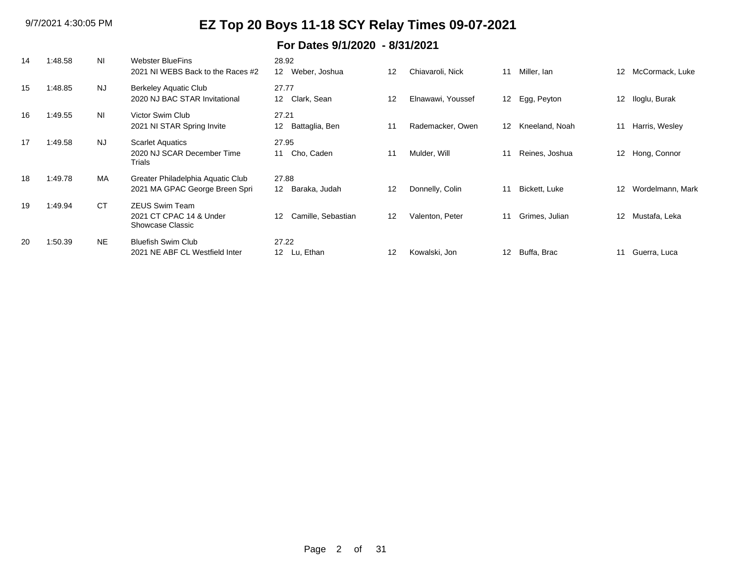# EZ Top 20 Boys 11-18 SCY Relay Times 09-07-2021

## For Dates 9/1/2020 - 8/31/2021

| Rank | Time | LSC | Team / Meet | Split | Swimmer 1 | | Swimmer 2 | | Swimmer 3 | | Swimmer 4 |
|---|---|---|---|---|---|---|---|---|---|---|---|
| 14 | 1:48.58 | NI | Webster BlueFins<br>2021 NI WEBS Back to the Races #2 | 28.92 | 12 Weber, Joshua | 12 | Chiavaroli, Nick | 11 | Miller, Ian | 12 | McCormack, Luke |
| 15 | 1:48.85 | NJ | Berkeley Aquatic Club<br>2020 NJ BAC STAR Invitational | 27.77 | 12 Clark, Sean | 12 | Elnawawi, Youssef | 12 | Egg, Peyton | 12 | Iloglu, Burak |
| 16 | 1:49.55 | NI | Victor Swim Club<br>2021 NI STAR Spring Invite | 27.21 | 12 Battaglia, Ben | 11 | Rademacker, Owen | 12 | Kneeland, Noah | 11 | Harris, Wesley |
| 17 | 1:49.58 | NJ | Scarlet Aquatics<br>2020 NJ SCAR December Time Trials | 27.95 | 11 Cho, Caden | 11 | Mulder, Will | 11 | Reines, Joshua | 12 | Hong, Connor |
| 18 | 1:49.78 | MA | Greater Philadelphia Aquatic Club<br>2021 MA GPAC George Breen Spri | 27.88 | 12 Baraka, Judah | 12 | Donnelly, Colin | 11 | Bickett, Luke | 12 | Wordelmann, Mark |
| 19 | 1:49.94 | CT | ZEUS Swim Team<br>2021 CT CPAC 14 & Under Showcase Classic | | 12 Camille, Sebastian | 12 | Valenton, Peter | 11 | Grimes, Julian | 12 | Mustafa, Leka |
| 20 | 1:50.39 | NE | Bluefish Swim Club<br>2021 NE ABF CL Westfield Inter | 27.22 | 12 Lu, Ethan | 12 | Kowalski, Jon | 12 | Buffa, Brac | 11 | Guerra, Luca |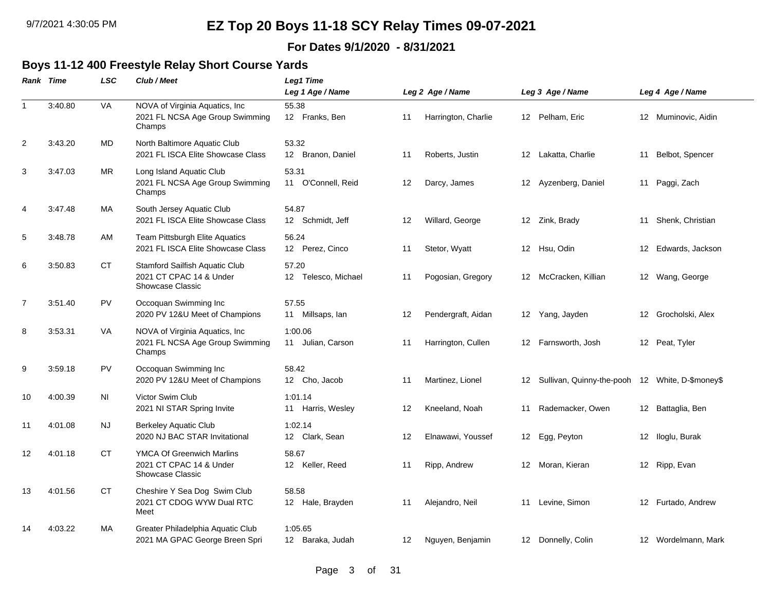# EZ Top 20 Boys 11-18 SCY Relay Times 09-07-2021

**For Dates 9/1/2020 - 8/31/2021**

## Boys 11-12 400 Freestyle Relay Short Course Yards

| Rank | Time | LSC | Club / Meet | Leg1 Time / Leg 1 Age / Name | Leg 2 Age / Name | Leg 3 Age / Name | Leg 4 Age / Name |
|---|---|---|---|---|---|---|---|
| 1 | 3:40.80 | VA | NOVA of Virginia Aquatics, Inc<br>2021 FL NCSA Age Group Swimming Champs | 55.38<br>12 Franks, Ben | 11 Harrington, Charlie | 12 Pelham, Eric | 12 Muminovic, Aidin |
| 2 | 3:43.20 | MD | North Baltimore Aquatic Club<br>2021 FL ISCA Elite Showcase Class | 53.32<br>12 Branon, Daniel | 11 Roberts, Justin | 12 Lakatta, Charlie | 11 Belbot, Spencer |
| 3 | 3:47.03 | MR | Long Island Aquatic Club<br>2021 FL NCSA Age Group Swimming Champs | 53.31<br>11 O'Connell, Reid | 12 Darcy, James | 12 Ayzenberg, Daniel | 11 Paggi, Zach |
| 4 | 3:47.48 | MA | South Jersey Aquatic Club<br>2021 FL ISCA Elite Showcase Class | 54.87<br>12 Schmidt, Jeff | 12 Willard, George | 12 Zink, Brady | 11 Shenk, Christian |
| 5 | 3:48.78 | AM | Team Pittsburgh Elite Aquatics<br>2021 FL ISCA Elite Showcase Class | 56.24<br>12 Perez, Cinco | 11 Stetor, Wyatt | 12 Hsu, Odin | 12 Edwards, Jackson |
| 6 | 3:50.83 | CT | Stamford Sailfish Aquatic Club<br>2021 CT CPAC 14 & Under Showcase Classic | 57.20<br>12 Telesco, Michael | 11 Pogosian, Gregory | 12 McCracken, Killian | 12 Wang, George |
| 7 | 3:51.40 | PV | Occoquan Swimming Inc<br>2020 PV 12&U Meet of Champions | 57.55<br>11 Millsaps, Ian | 12 Pendergraft, Aidan | 12 Yang, Jayden | 12 Grocholski, Alex |
| 8 | 3:53.31 | VA | NOVA of Virginia Aquatics, Inc<br>2021 FL NCSA Age Group Swimming Champs | 1:00.06<br>11 Julian, Carson | 11 Harrington, Cullen | 12 Farnsworth, Josh | 12 Peat, Tyler |
| 9 | 3:59.18 | PV | Occoquan Swimming Inc<br>2020 PV 12&U Meet of Champions | 58.42<br>12 Cho, Jacob | 11 Martinez, Lionel | 12 Sullivan, Quinny-the-pooh | 12 White, D-$money$ |
| 10 | 4:00.39 | NI | Victor Swim Club<br>2021 NI STAR Spring Invite | 1:01.14<br>11 Harris, Wesley | 12 Kneeland, Noah | 11 Rademacker, Owen | 12 Battaglia, Ben |
| 11 | 4:01.08 | NJ | Berkeley Aquatic Club<br>2020 NJ BAC STAR Invitational | 1:02.14<br>12 Clark, Sean | 12 Elnawawi, Youssef | 12 Egg, Peyton | 12 Iloglu, Burak |
| 12 | 4:01.18 | CT | YMCA Of Greenwich Marlins<br>2021 CT CPAC 14 & Under Showcase Classic | 58.67<br>12 Keller, Reed | 11 Ripp, Andrew | 12 Moran, Kieran | 12 Ripp, Evan |
| 13 | 4:01.56 | CT | Cheshire Y Sea Dog Swim Club<br>2021 CT CDOG WYW Dual RTC Meet | 58.58<br>12 Hale, Brayden | 11 Alejandro, Neil | 11 Levine, Simon | 12 Furtado, Andrew |
| 14 | 4:03.22 | MA | Greater Philadelphia Aquatic Club<br>2021 MA GPAC George Breen Spri | 1:05.65<br>12 Baraka, Judah | 12 Nguyen, Benjamin | 12 Donnelly, Colin | 12 Wordelmann, Mark |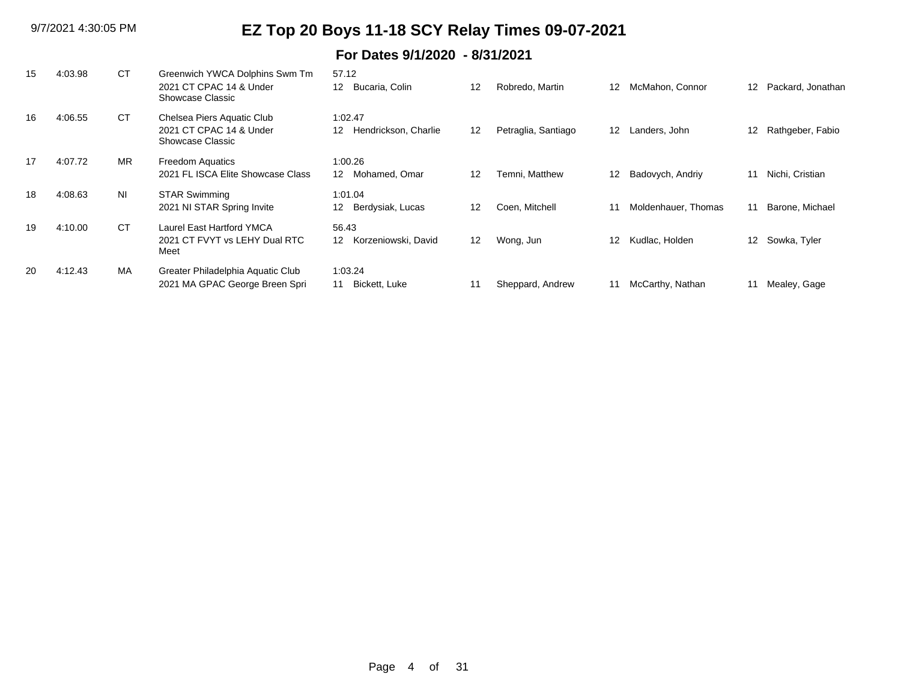# EZ Top 20 Boys 11-18 SCY Relay Times 09-07-2021

## For Dates 9/1/2020 - 8/31/2021

| Rank | Time | LSC | Team / Meet | Split / Age | Swimmer 1 | Age | Swimmer 2 | Age | Swimmer 3 | Age | Swimmer 4 |
|---|---|---|---|---|---|---|---|---|---|---|---|
| 15 | 4:03.98 | CT | Greenwich YWCA Dolphins Swm Tm<br>2021 CT CPAC 14 & Under Showcase Classic | 57.12<br>12 | Bucaria, Colin | 12 | Robredo, Martin | 12 | McMahon, Connor | 12 | Packard, Jonathan |
| 16 | 4:06.55 | CT | Chelsea Piers Aquatic Club<br>2021 CT CPAC 14 & Under Showcase Classic | 1:02.47<br>12 | Hendrickson, Charlie | 12 | Petraglia, Santiago | 12 | Landers, John | 12 | Rathgeber, Fabio |
| 17 | 4:07.72 | MR | Freedom Aquatics<br>2021 FL ISCA Elite Showcase Class | 1:00.26<br>12 | Mohamed, Omar | 12 | Temni, Matthew | 12 | Badovych, Andriy | 11 | Nichi, Cristian |
| 18 | 4:08.63 | NI | STAR Swimming<br>2021 NI STAR Spring Invite | 1:01.04<br>12 | Berdysiak, Lucas | 12 | Coen, Mitchell | 11 | Moldenhauer, Thomas | 11 | Barone, Michael |
| 19 | 4:10.00 | CT | Laurel East Hartford YMCA<br>2021 CT FVYT vs LEHY Dual RTC Meet | 56.43<br>12 | Korzeniowski, David | 12 | Wong, Jun | 12 | Kudlac, Holden | 12 | Sowka, Tyler |
| 20 | 4:12.43 | MA | Greater Philadelphia Aquatic Club<br>2021 MA GPAC George Breen Spri | 1:03.24<br>11 | Bickett, Luke | 11 | Sheppard, Andrew | 11 | McCarthy, Nathan | 11 | Mealey, Gage |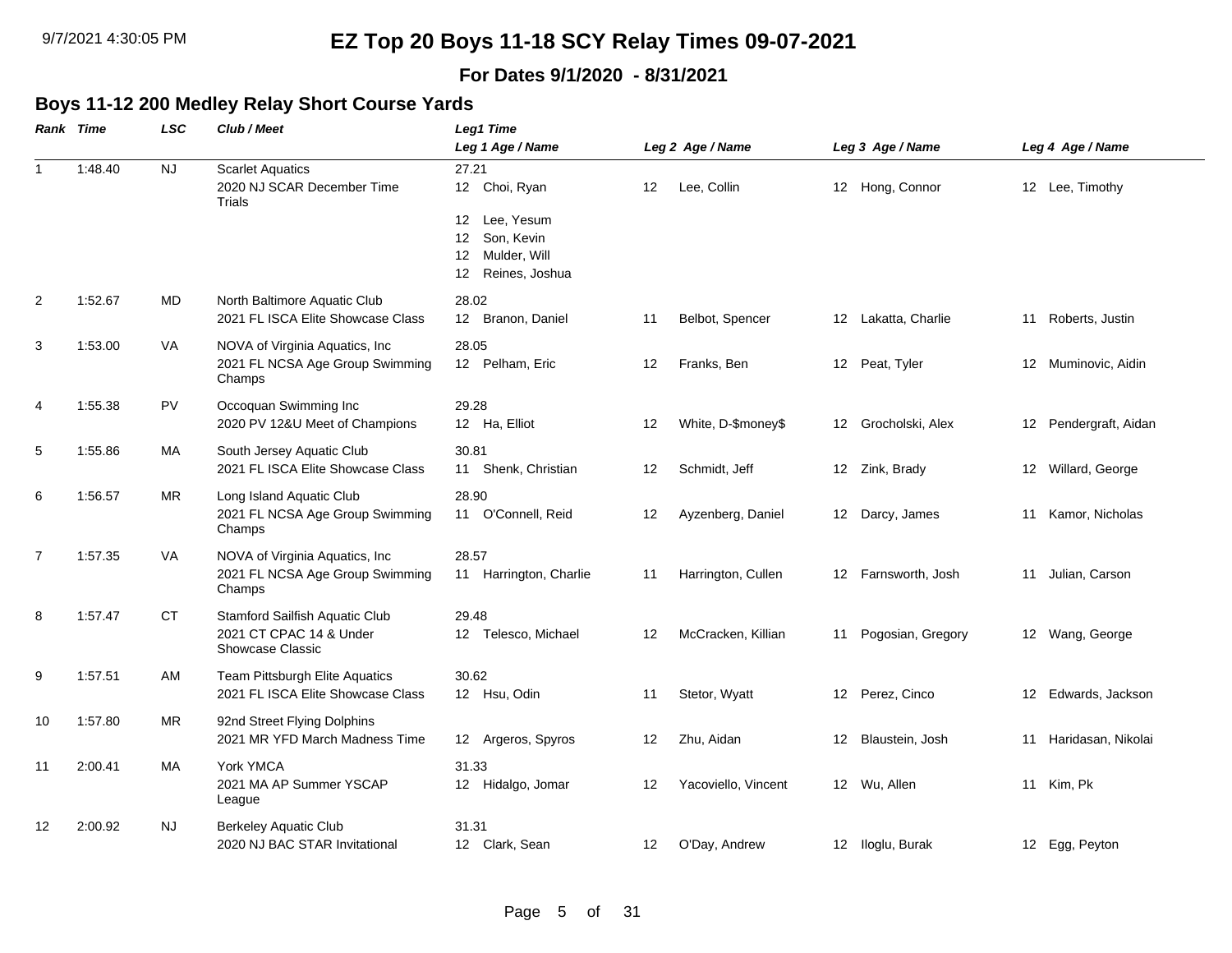# EZ Top 20 Boys 11-18 SCY Relay Times 09-07-2021

**For Dates 9/1/2020 - 8/31/2021**

## Boys 11-12 200 Medley Relay Short Course Yards

| Rank | Time | LSC | Club / Meet | Leg1 Time / Leg 1 Age / Name | Leg 2 Age / Name | Leg 3 Age / Name | Leg 4 Age / Name |
|---|---|---|---|---|---|---|---|
| 1 | 1:48.40 | NJ | Scarlet Aquatics<br>2020 NJ SCAR December Time Trials | 27.21<br>12 Choi, Ryan<br>12 Lee, Yesum<br>12 Son, Kevin<br>12 Mulder, Will<br>12 Reines, Joshua | 12 Lee, Collin | 12 Hong, Connor | 12 Lee, Timothy |
| 2 | 1:52.67 | MD | North Baltimore Aquatic Club<br>2021 FL ISCA Elite Showcase Class | 28.02<br>12 Branon, Daniel | 11 Belbot, Spencer | 12 Lakatta, Charlie | 11 Roberts, Justin |
| 3 | 1:53.00 | VA | NOVA of Virginia Aquatics, Inc<br>2021 FL NCSA Age Group Swimming Champs | 28.05<br>12 Pelham, Eric | 12 Franks, Ben | 12 Peat, Tyler | 12 Muminovic, Aidin |
| 4 | 1:55.38 | PV | Occoquan Swimming Inc<br>2020 PV 12&U Meet of Champions | 29.28<br>12 Ha, Elliot | 12 White, D-$money$ | 12 Grocholski, Alex | 12 Pendergraft, Aidan |
| 5 | 1:55.86 | MA | South Jersey Aquatic Club<br>2021 FL ISCA Elite Showcase Class | 30.81<br>11 Shenk, Christian | 12 Schmidt, Jeff | 12 Zink, Brady | 12 Willard, George |
| 6 | 1:56.57 | MR | Long Island Aquatic Club<br>2021 FL NCSA Age Group Swimming Champs | 28.90<br>11 O'Connell, Reid | 12 Ayzenberg, Daniel | 12 Darcy, James | 11 Kamor, Nicholas |
| 7 | 1:57.35 | VA | NOVA of Virginia Aquatics, Inc<br>2021 FL NCSA Age Group Swimming Champs | 28.57<br>11 Harrington, Charlie | 11 Harrington, Cullen | 12 Farnsworth, Josh | 11 Julian, Carson |
| 8 | 1:57.47 | CT | Stamford Sailfish Aquatic Club<br>2021 CT CPAC 14 & Under Showcase Classic | 29.48<br>12 Telesco, Michael | 12 McCracken, Killian | 11 Pogosian, Gregory | 12 Wang, George |
| 9 | 1:57.51 | AM | Team Pittsburgh Elite Aquatics<br>2021 FL ISCA Elite Showcase Class | 30.62<br>12 Hsu, Odin | 11 Stetor, Wyatt | 12 Perez, Cinco | 12 Edwards, Jackson |
| 10 | 1:57.80 | MR | 92nd Street Flying Dolphins<br>2021 MR YFD March Madness Time | 12 Argeros, Spyros | 12 Zhu, Aidan | 12 Blaustein, Josh | 11 Haridasan, Nikolai |
| 11 | 2:00.41 | MA | York YMCA<br>2021 MA AP Summer YSCAP League | 31.33<br>12 Hidalgo, Jomar | 12 Yacoviello, Vincent | 12 Wu, Allen | 11 Kim, Pk |
| 12 | 2:00.92 | NJ | Berkeley Aquatic Club<br>2020 NJ BAC STAR Invitational | 31.31<br>12 Clark, Sean | 12 O'Day, Andrew | 12 Iloglu, Burak | 12 Egg, Peyton |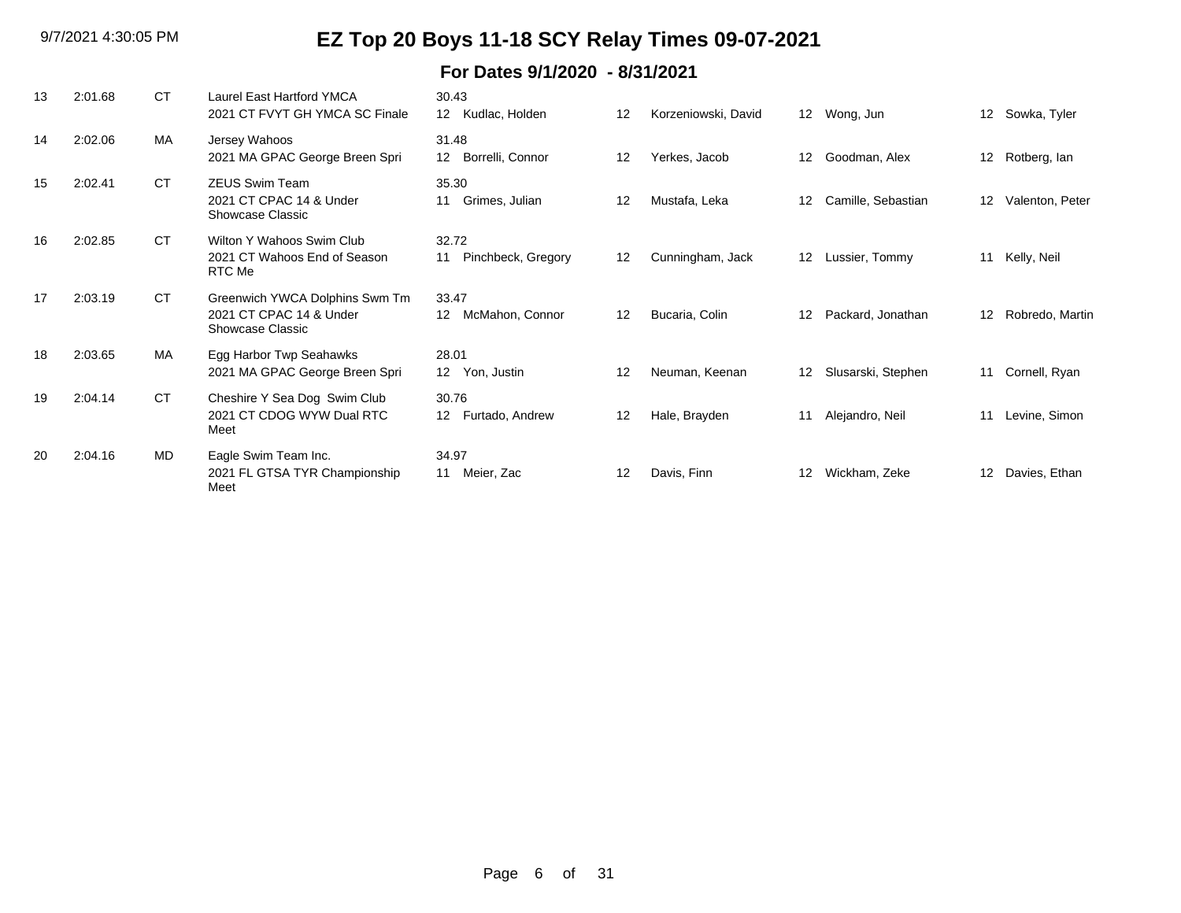# EZ Top 20 Boys 11-18 SCY Relay Times 09-07-2021

## For Dates 9/1/2020 - 8/31/2021

| Rank | Time | LSC | Team / Meet | Split | Age | Swimmer 1 | Age | Swimmer 2 | Age | Swimmer 3 | Age | Swimmer 4 |
|---|---|---|---|---|---|---|---|---|---|---|---|---|
| 13 | 2:01.68 | CT | Laurel East Hartford YMCA<br>2021 CT FVYT GH YMCA SC Finale | 30.43 | 12 | Kudlac, Holden | 12 | Korzeniowski, David | 12 | Wong, Jun | 12 | Sowka, Tyler |
| 14 | 2:02.06 | MA | Jersey Wahoos<br>2021 MA GPAC George Breen Spri | 31.48 | 12 | Borrelli, Connor | 12 | Yerkes, Jacob | 12 | Goodman, Alex | 12 | Rotberg, Ian |
| 15 | 2:02.41 | CT | ZEUS Swim Team<br>2021 CT CPAC 14 & Under Showcase Classic | 35.30 | 11 | Grimes, Julian | 12 | Mustafa, Leka | 12 | Camille, Sebastian | 12 | Valenton, Peter |
| 16 | 2:02.85 | CT | Wilton Y Wahoos Swim Club<br>2021 CT Wahoos End of Season RTC Me | 32.72 | 11 | Pinchbeck, Gregory | 12 | Cunningham, Jack | 12 | Lussier, Tommy | 11 | Kelly, Neil |
| 17 | 2:03.19 | CT | Greenwich YWCA Dolphins Swm Tm<br>2021 CT CPAC 14 & Under Showcase Classic | 33.47 | 12 | McMahon, Connor | 12 | Bucaria, Colin | 12 | Packard, Jonathan | 12 | Robredo, Martin |
| 18 | 2:03.65 | MA | Egg Harbor Twp Seahawks<br>2021 MA GPAC George Breen Spri | 28.01 | 12 | Yon, Justin | 12 | Neuman, Keenan | 12 | Slusarski, Stephen | 11 | Cornell, Ryan |
| 19 | 2:04.14 | CT | Cheshire Y Sea Dog Swim Club<br>2021 CT CDOG WYW Dual RTC Meet | 30.76 | 12 | Furtado, Andrew | 12 | Hale, Brayden | 11 | Alejandro, Neil | 11 | Levine, Simon |
| 20 | 2:04.16 | MD | Eagle Swim Team Inc.<br>2021 FL GTSA TYR Championship Meet | 34.97 | 11 | Meier, Zac | 12 | Davis, Finn | 12 | Wickham, Zeke | 12 | Davies, Ethan |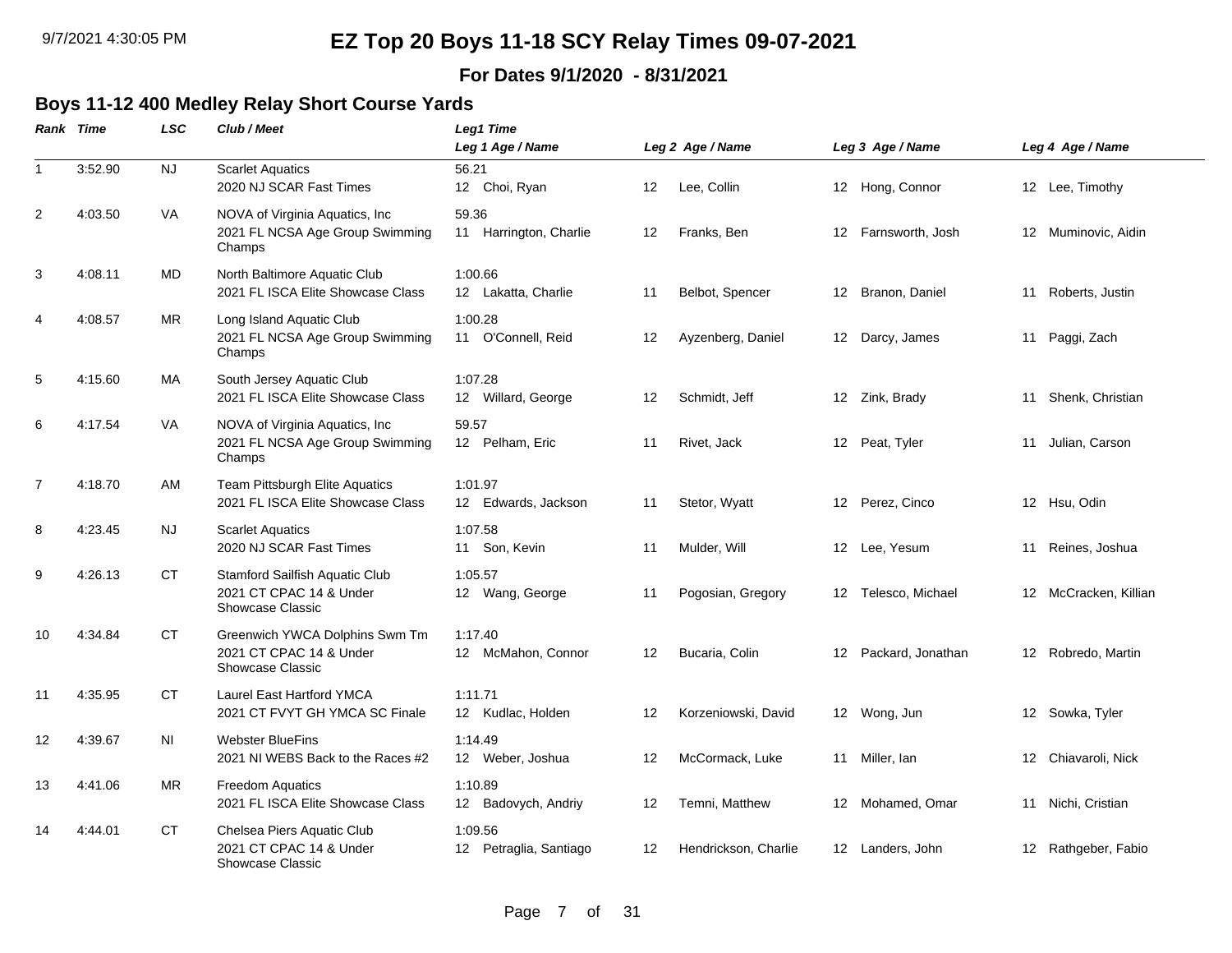# EZ Top 20 Boys 11-18 SCY Relay Times 09-07-2021

**For Dates 9/1/2020 - 8/31/2021**

## Boys 11-12 400 Medley Relay Short Course Yards

| Rank | Time | LSC | Club / Meet | Leg1 Time / Leg 1 Age / Name | Leg 2 Age / Name | Leg 3 Age / Name | Leg 4 Age / Name |
|---|---|---|---|---|---|---|---|
| 1 | 3:52.90 | NJ | Scarlet Aquatics<br>2020 NJ SCAR Fast Times | 56.21<br>12 Choi, Ryan | 12 Lee, Collin | 12 Hong, Connor | 12 Lee, Timothy |
| 2 | 4:03.50 | VA | NOVA of Virginia Aquatics, Inc<br>2021 FL NCSA Age Group Swimming Champs | 59.36<br>11 Harrington, Charlie | 12 Franks, Ben | 12 Farnsworth, Josh | 12 Muminovic, Aidin |
| 3 | 4:08.11 | MD | North Baltimore Aquatic Club<br>2021 FL ISCA Elite Showcase Class | 1:00.66<br>12 Lakatta, Charlie | 11 Belbot, Spencer | 12 Branon, Daniel | 11 Roberts, Justin |
| 4 | 4:08.57 | MR | Long Island Aquatic Club<br>2021 FL NCSA Age Group Swimming Champs | 1:00.28<br>11 O'Connell, Reid | 12 Ayzenberg, Daniel | 12 Darcy, James | 11 Paggi, Zach |
| 5 | 4:15.60 | MA | South Jersey Aquatic Club<br>2021 FL ISCA Elite Showcase Class | 1:07.28<br>12 Willard, George | 12 Schmidt, Jeff | 12 Zink, Brady | 11 Shenk, Christian |
| 6 | 4:17.54 | VA | NOVA of Virginia Aquatics, Inc<br>2021 FL NCSA Age Group Swimming Champs | 59.57<br>12 Pelham, Eric | 11 Rivet, Jack | 12 Peat, Tyler | 11 Julian, Carson |
| 7 | 4:18.70 | AM | Team Pittsburgh Elite Aquatics<br>2021 FL ISCA Elite Showcase Class | 1:01.97<br>12 Edwards, Jackson | 11 Stetor, Wyatt | 12 Perez, Cinco | 12 Hsu, Odin |
| 8 | 4:23.45 | NJ | Scarlet Aquatics<br>2020 NJ SCAR Fast Times | 1:07.58<br>11 Son, Kevin | 11 Mulder, Will | 12 Lee, Yesum | 11 Reines, Joshua |
| 9 | 4:26.13 | CT | Stamford Sailfish Aquatic Club<br>2021 CT CPAC 14 & Under Showcase Classic | 1:05.57<br>12 Wang, George | 11 Pogosian, Gregory | 12 Telesco, Michael | 12 McCracken, Killian |
| 10 | 4:34.84 | CT | Greenwich YWCA Dolphins Swm Tm<br>2021 CT CPAC 14 & Under Showcase Classic | 1:17.40<br>12 McMahon, Connor | 12 Bucaria, Colin | 12 Packard, Jonathan | 12 Robredo, Martin |
| 11 | 4:35.95 | CT | Laurel East Hartford YMCA<br>2021 CT FVYT GH YMCA SC Finale | 1:11.71<br>12 Kudlac, Holden | 12 Korzeniowski, David | 12 Wong, Jun | 12 Sowka, Tyler |
| 12 | 4:39.67 | NI | Webster BlueFins<br>2021 NI WEBS Back to the Races #2 | 1:14.49<br>12 Weber, Joshua | 12 McCormack, Luke | 11 Miller, Ian | 12 Chiavaroli, Nick |
| 13 | 4:41.06 | MR | Freedom Aquatics<br>2021 FL ISCA Elite Showcase Class | 1:10.89<br>12 Badovych, Andriy | 12 Temni, Matthew | 12 Mohamed, Omar | 11 Nichi, Cristian |
| 14 | 4:44.01 | CT | Chelsea Piers Aquatic Club<br>2021 CT CPAC 14 & Under Showcase Classic | 1:09.56<br>12 Petraglia, Santiago | 12 Hendrickson, Charlie | 12 Landers, John | 12 Rathgeber, Fabio |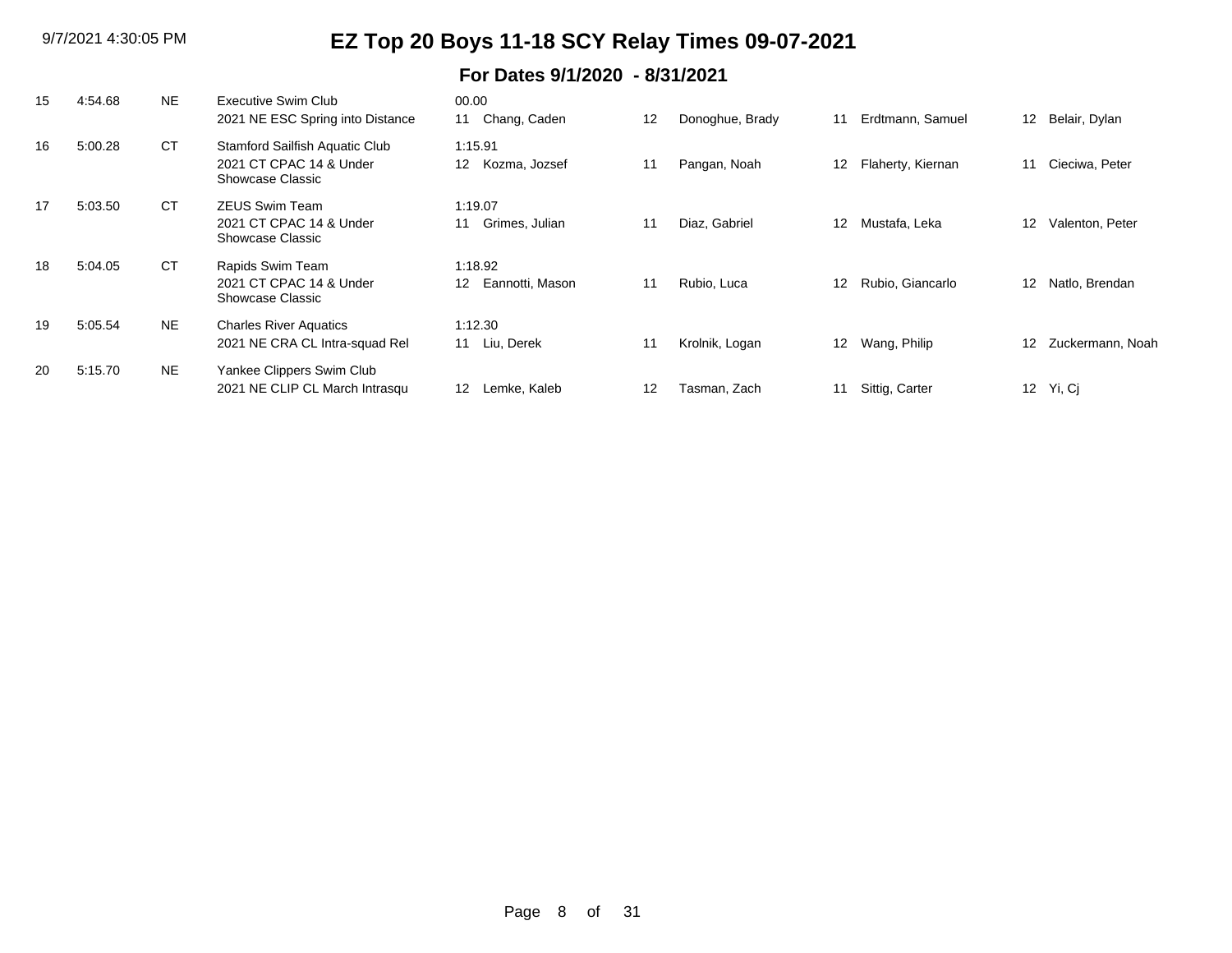# EZ Top 20 Boys 11-18 SCY Relay Times 09-07-2021

## For Dates 9/1/2020 - 8/31/2021

| Rank | Time | LSC | Team / Meet | Lead-off | Age | Swimmer 1 | Age | Swimmer 2 | Age | Swimmer 3 | Age | Swimmer 4 |
|---|---|---|---|---|---|---|---|---|---|---|---|---|
| 15 | 4:54.68 | NE | Executive Swim Club<br>2021 NE ESC Spring into Distance | 00.00 | 11 | Chang, Caden | 12 | Donoghue, Brady | 11 | Erdtmann, Samuel | 12 | Belair, Dylan |
| 16 | 5:00.28 | CT | Stamford Sailfish Aquatic Club<br>2021 CT CPAC 14 & Under Showcase Classic | 1:15.91 | 12 | Kozma, Jozsef | 11 | Pangan, Noah | 12 | Flaherty, Kiernan | 11 | Cieciwa, Peter |
| 17 | 5:03.50 | CT | ZEUS Swim Team<br>2021 CT CPAC 14 & Under Showcase Classic | 1:19.07 | 11 | Grimes, Julian | 11 | Diaz, Gabriel | 12 | Mustafa, Leka | 12 | Valenton, Peter |
| 18 | 5:04.05 | CT | Rapids Swim Team<br>2021 CT CPAC 14 & Under Showcase Classic | 1:18.92 | 12 | Eannotti, Mason | 11 | Rubio, Luca | 12 | Rubio, Giancarlo | 12 | Natlo, Brendan |
| 19 | 5:05.54 | NE | Charles River Aquatics<br>2021 NE CRA CL Intra-squad Rel | 1:12.30 | 11 | Liu, Derek | 11 | Krolnik, Logan | 12 | Wang, Philip | 12 | Zuckermann, Noah |
| 20 | 5:15.70 | NE | Yankee Clippers Swim Club<br>2021 NE CLIP CL March Intrasqu | | 12 | Lemke, Kaleb | 12 | Tasman, Zach | 11 | Sittig, Carter | 12 | Yi, Cj |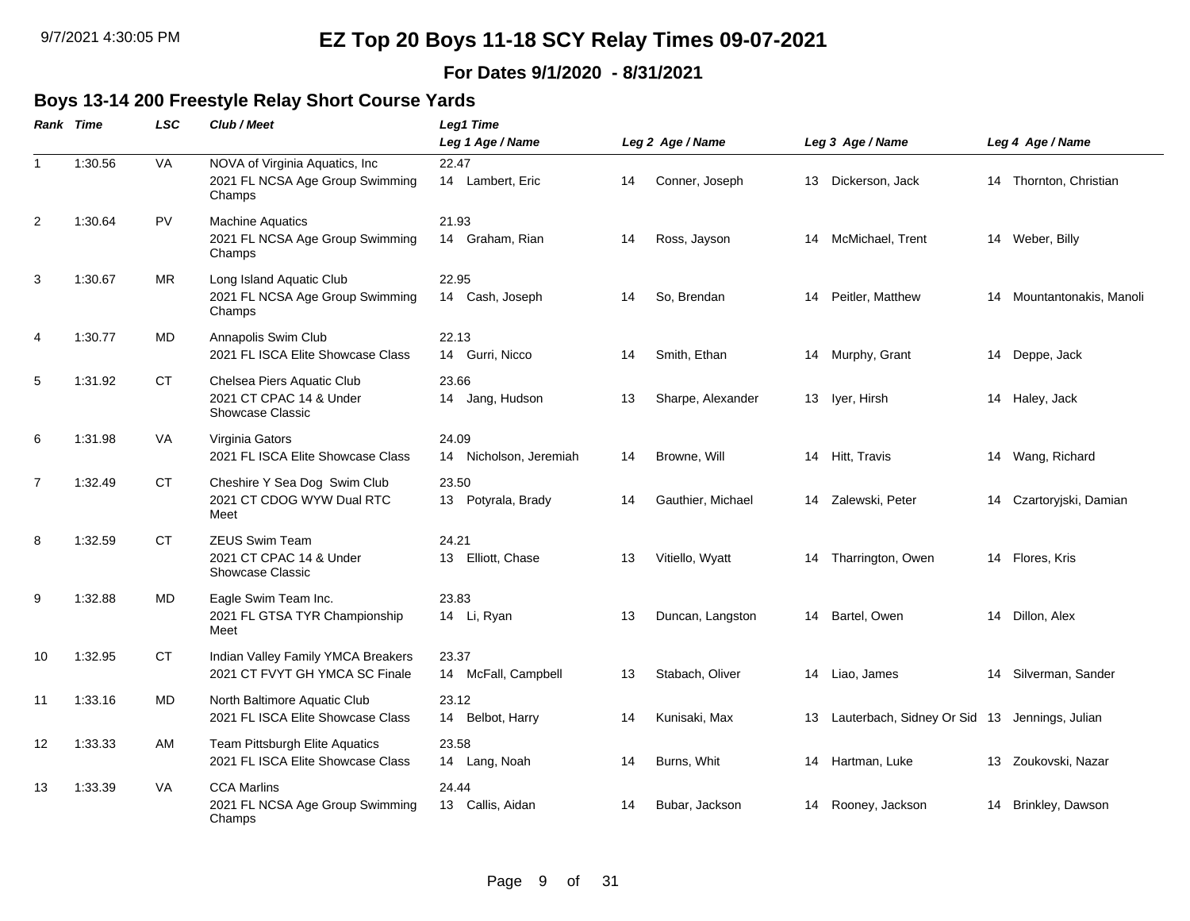# EZ Top 20 Boys 11-18 SCY Relay Times 09-07-2021

**For Dates 9/1/2020 - 8/31/2021**

## Boys 13-14 200 Freestyle Relay Short Course Yards

| Rank | Time | LSC | Club / Meet | Leg1 Time / Leg 1 Age / Name | Leg 2 Age / Name | Leg 3 Age / Name | Leg 4 Age / Name |
|---|---|---|---|---|---|---|---|
| 1 | 1:30.56 | VA | NOVA of Virginia Aquatics, Inc<br>2021 FL NCSA Age Group Swimming Champs | 22.47<br>14 Lambert, Eric | 14 Conner, Joseph | 13 Dickerson, Jack | 14 Thornton, Christian |
| 2 | 1:30.64 | PV | Machine Aquatics<br>2021 FL NCSA Age Group Swimming Champs | 21.93<br>14 Graham, Rian | 14 Ross, Jayson | 14 McMichael, Trent | 14 Weber, Billy |
| 3 | 1:30.67 | MR | Long Island Aquatic Club<br>2021 FL NCSA Age Group Swimming Champs | 22.95<br>14 Cash, Joseph | 14 So, Brendan | 14 Peitler, Matthew | 14 Mountantonakis, Manoli |
| 4 | 1:30.77 | MD | Annapolis Swim Club<br>2021 FL ISCA Elite Showcase Class | 22.13<br>14 Gurri, Nicco | 14 Smith, Ethan | 14 Murphy, Grant | 14 Deppe, Jack |
| 5 | 1:31.92 | CT | Chelsea Piers Aquatic Club<br>2021 CT CPAC 14 & Under Showcase Classic | 23.66<br>14 Jang, Hudson | 13 Sharpe, Alexander | 13 Iyer, Hirsh | 14 Haley, Jack |
| 6 | 1:31.98 | VA | Virginia Gators<br>2021 FL ISCA Elite Showcase Class | 24.09<br>14 Nicholson, Jeremiah | 14 Browne, Will | 14 Hitt, Travis | 14 Wang, Richard |
| 7 | 1:32.49 | CT | Cheshire Y Sea Dog Swim Club<br>2021 CT CDOG WYW Dual RTC Meet | 23.50<br>13 Potyrala, Brady | 14 Gauthier, Michael | 14 Zalewski, Peter | 14 Czartoryjski, Damian |
| 8 | 1:32.59 | CT | ZEUS Swim Team<br>2021 CT CPAC 14 & Under Showcase Classic | 24.21<br>13 Elliott, Chase | 13 Vitiello, Wyatt | 14 Tharrington, Owen | 14 Flores, Kris |
| 9 | 1:32.88 | MD | Eagle Swim Team Inc.<br>2021 FL GTSA TYR Championship Meet | 23.83<br>14 Li, Ryan | 13 Duncan, Langston | 14 Bartel, Owen | 14 Dillon, Alex |
| 10 | 1:32.95 | CT | Indian Valley Family YMCA Breakers<br>2021 CT FVYT GH YMCA SC Finale | 23.37<br>14 McFall, Campbell | 13 Stabach, Oliver | 14 Liao, James | 14 Silverman, Sander |
| 11 | 1:33.16 | MD | North Baltimore Aquatic Club<br>2021 FL ISCA Elite Showcase Class | 23.12<br>14 Belbot, Harry | 14 Kunisaki, Max | 13 Lauterbach, Sidney Or Sid | 13 Jennings, Julian |
| 12 | 1:33.33 | AM | Team Pittsburgh Elite Aquatics<br>2021 FL ISCA Elite Showcase Class | 23.58<br>14 Lang, Noah | 14 Burns, Whit | 14 Hartman, Luke | 13 Zoukovski, Nazar |
| 13 | 1:33.39 | VA | CCA Marlins<br>2021 FL NCSA Age Group Swimming Champs | 24.44<br>13 Callis, Aidan | 14 Bubar, Jackson | 14 Rooney, Jackson | 14 Brinkley, Dawson |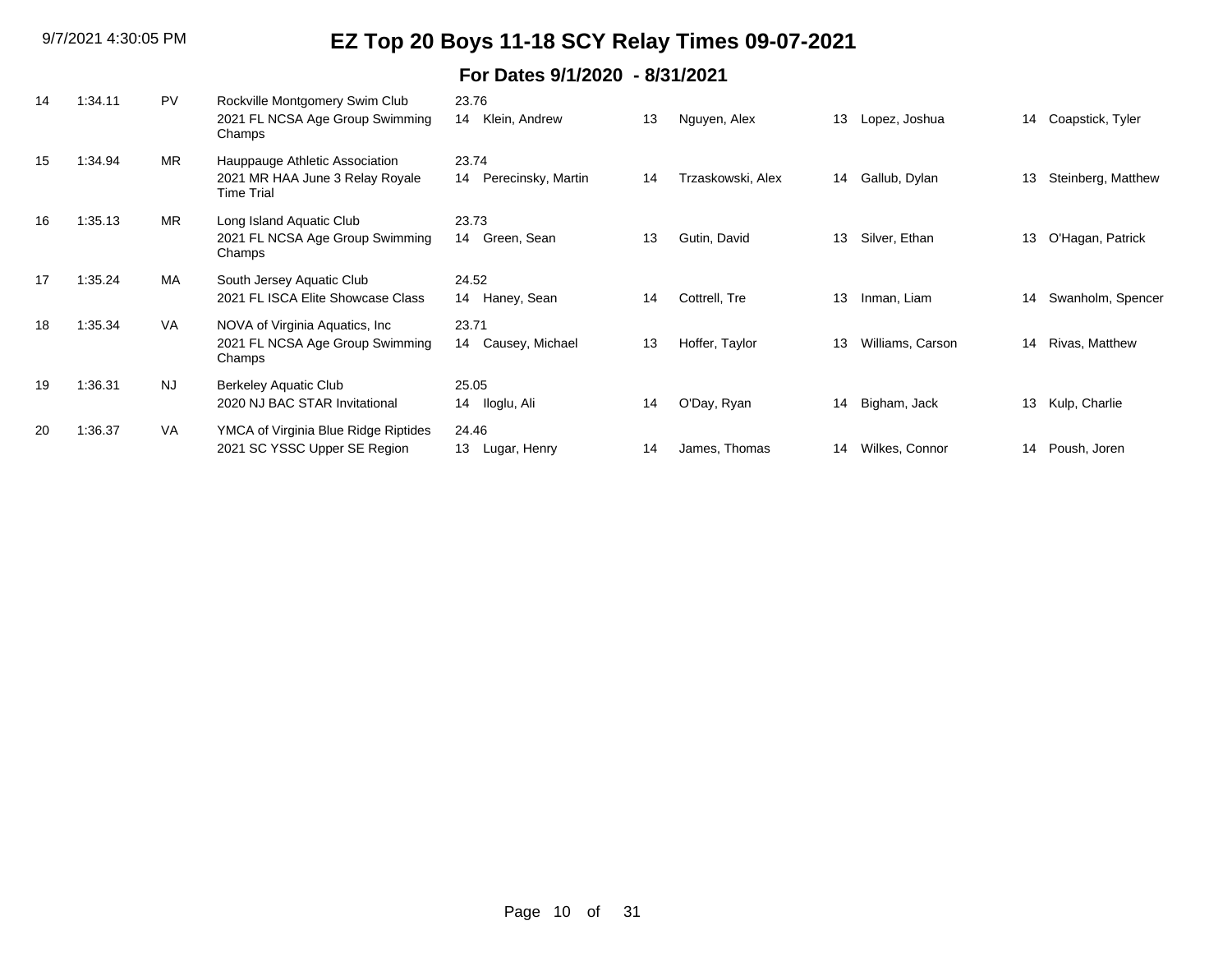# EZ Top 20 Boys 11-18 SCY Relay Times 09-07-2021

## For Dates 9/1/2020 - 8/31/2021

| Rank | Time | LSC | Team / Meet | Split / Swimmer 1 | Swimmer 2 | Swimmer 3 | Swimmer 4 |
|---|---|---|---|---|---|---|---|
| 14 | 1:34.11 | PV | Rockville Montgomery Swim Club<br>2021 FL NCSA Age Group Swimming Champs | 23.76<br>14 Klein, Andrew | 13 Nguyen, Alex | 13 Lopez, Joshua | 14 Coapstick, Tyler |
| 15 | 1:34.94 | MR | Hauppauge Athletic Association<br>2021 MR HAA June 3 Relay Royale Time Trial | 23.74<br>14 Perecinsky, Martin | 14 Trzaskowski, Alex | 14 Gallub, Dylan | 13 Steinberg, Matthew |
| 16 | 1:35.13 | MR | Long Island Aquatic Club<br>2021 FL NCSA Age Group Swimming Champs | 23.73<br>14 Green, Sean | 13 Gutin, David | 13 Silver, Ethan | 13 O'Hagan, Patrick |
| 17 | 1:35.24 | MA | South Jersey Aquatic Club<br>2021 FL ISCA Elite Showcase Class | 24.52<br>14 Haney, Sean | 14 Cottrell, Tre | 13 Inman, Liam | 14 Swanholm, Spencer |
| 18 | 1:35.34 | VA | NOVA of Virginia Aquatics, Inc<br>2021 FL NCSA Age Group Swimming Champs | 23.71<br>14 Causey, Michael | 13 Hoffer, Taylor | 13 Williams, Carson | 14 Rivas, Matthew |
| 19 | 1:36.31 | NJ | Berkeley Aquatic Club<br>2020 NJ BAC STAR Invitational | 25.05<br>14 Iloglu, Ali | 14 O'Day, Ryan | 14 Bigham, Jack | 13 Kulp, Charlie |
| 20 | 1:36.37 | VA | YMCA of Virginia Blue Ridge Riptides<br>2021 SC YSSC Upper SE Region | 24.46<br>13 Lugar, Henry | 14 James, Thomas | 14 Wilkes, Connor | 14 Poush, Joren |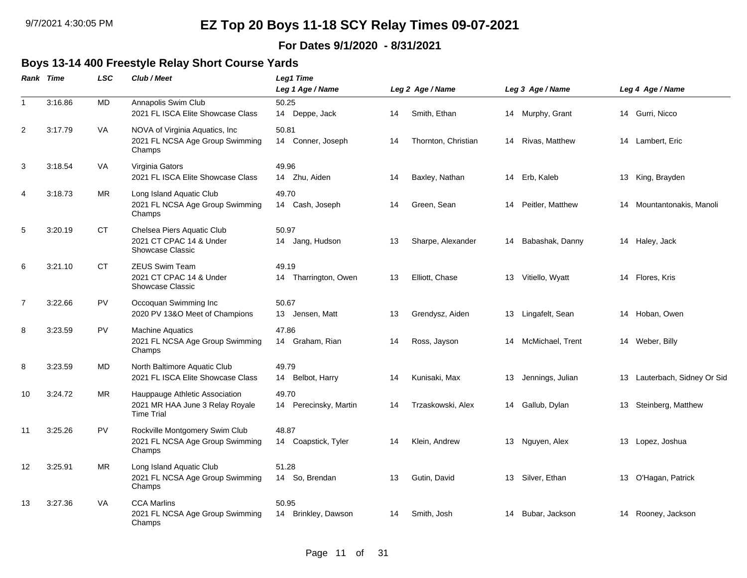# EZ Top 20 Boys 11-18 SCY Relay Times 09-07-2021

**For Dates 9/1/2020 - 8/31/2021**

## Boys 13-14 400 Freestyle Relay Short Course Yards

| Rank | Time | LSC | Club / Meet | Leg1 Time / Leg 1 Age / Name | Leg 2 Age / Name | Leg 3 Age / Name | Leg 4 Age / Name |
|---|---|---|---|---|---|---|---|
| 1 | 3:16.86 | MD | Annapolis Swim Club<br>2021 FL ISCA Elite Showcase Class | 50.25<br>14 Deppe, Jack | 14 Smith, Ethan | 14 Murphy, Grant | 14 Gurri, Nicco |
| 2 | 3:17.79 | VA | NOVA of Virginia Aquatics, Inc<br>2021 FL NCSA Age Group Swimming Champs | 50.81<br>14 Conner, Joseph | 14 Thornton, Christian | 14 Rivas, Matthew | 14 Lambert, Eric |
| 3 | 3:18.54 | VA | Virginia Gators<br>2021 FL ISCA Elite Showcase Class | 49.96<br>14 Zhu, Aiden | 14 Baxley, Nathan | 14 Erb, Kaleb | 13 King, Brayden |
| 4 | 3:18.73 | MR | Long Island Aquatic Club<br>2021 FL NCSA Age Group Swimming Champs | 49.70<br>14 Cash, Joseph | 14 Green, Sean | 14 Peitler, Matthew | 14 Mountantonakis, Manoli |
| 5 | 3:20.19 | CT | Chelsea Piers Aquatic Club<br>2021 CT CPAC 14 & Under Showcase Classic | 50.97<br>14 Jang, Hudson | 13 Sharpe, Alexander | 14 Babashak, Danny | 14 Haley, Jack |
| 6 | 3:21.10 | CT | ZEUS Swim Team<br>2021 CT CPAC 14 & Under Showcase Classic | 49.19<br>14 Tharrington, Owen | 13 Elliott, Chase | 13 Vitiello, Wyatt | 14 Flores, Kris |
| 7 | 3:22.66 | PV | Occoquan Swimming Inc<br>2020 PV 13&O Meet of Champions | 50.67<br>13 Jensen, Matt | 13 Grendysz, Aiden | 13 Lingafelt, Sean | 14 Hoban, Owen |
| 8 | 3:23.59 | PV | Machine Aquatics<br>2021 FL NCSA Age Group Swimming Champs | 47.86<br>14 Graham, Rian | 14 Ross, Jayson | 14 McMichael, Trent | 14 Weber, Billy |
| 8 | 3:23.59 | MD | North Baltimore Aquatic Club<br>2021 FL ISCA Elite Showcase Class | 49.79<br>14 Belbot, Harry | 14 Kunisaki, Max | 13 Jennings, Julian | 13 Lauterbach, Sidney Or Sid |
| 10 | 3:24.72 | MR | Hauppauge Athletic Association<br>2021 MR HAA June 3 Relay Royale Time Trial | 49.70<br>14 Perecinsky, Martin | 14 Trzaskowski, Alex | 14 Gallub, Dylan | 13 Steinberg, Matthew |
| 11 | 3:25.26 | PV | Rockville Montgomery Swim Club<br>2021 FL NCSA Age Group Swimming Champs | 48.87<br>14 Coapstick, Tyler | 14 Klein, Andrew | 13 Nguyen, Alex | 13 Lopez, Joshua |
| 12 | 3:25.91 | MR | Long Island Aquatic Club<br>2021 FL NCSA Age Group Swimming Champs | 51.28<br>14 So, Brendan | 13 Gutin, David | 13 Silver, Ethan | 13 O'Hagan, Patrick |
| 13 | 3:27.36 | VA | CCA Marlins<br>2021 FL NCSA Age Group Swimming Champs | 50.95<br>14 Brinkley, Dawson | 14 Smith, Josh | 14 Bubar, Jackson | 14 Rooney, Jackson |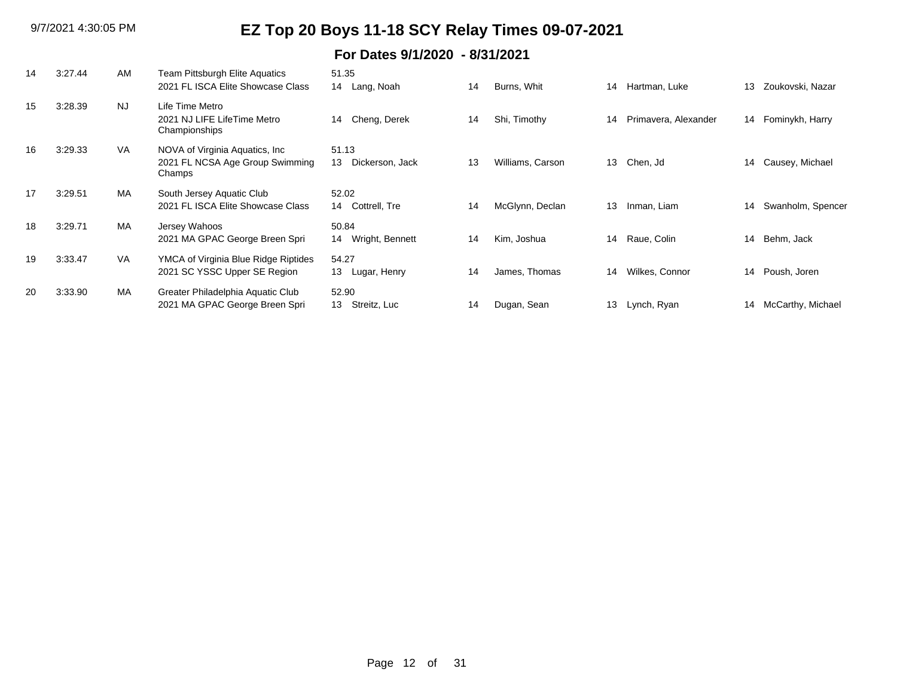# EZ Top 20 Boys 11-18 SCY Relay Times 09-07-2021

## For Dates 9/1/2020 - 8/31/2021

| Rank | Time | LSC | Team / Meet | Swimmer 1 | Swimmer 2 | Swimmer 3 | Swimmer 4 |
|---|---|---|---|---|---|---|---|
| 14 | 3:27.44 | AM | Team Pittsburgh Elite Aquatics<br>2021 FL ISCA Elite Showcase Class | 51.35<br>14 Lang, Noah | 14 Burns, Whit | 14 Hartman, Luke | 13 Zoukovski, Nazar |
| 15 | 3:28.39 | NJ | Life Time Metro<br>2021 NJ LIFE LifeTime Metro Championships | 14 Cheng, Derek | 14 Shi, Timothy | 14 Primavera, Alexander | 14 Fominykh, Harry |
| 16 | 3:29.33 | VA | NOVA of Virginia Aquatics, Inc<br>2021 FL NCSA Age Group Swimming Champs | 51.13<br>13 Dickerson, Jack | 13 Williams, Carson | 13 Chen, Jd | 14 Causey, Michael |
| 17 | 3:29.51 | MA | South Jersey Aquatic Club<br>2021 FL ISCA Elite Showcase Class | 52.02<br>14 Cottrell, Tre | 14 McGlynn, Declan | 13 Inman, Liam | 14 Swanholm, Spencer |
| 18 | 3:29.71 | MA | Jersey Wahoos<br>2021 MA GPAC George Breen Spri | 50.84<br>14 Wright, Bennett | 14 Kim, Joshua | 14 Raue, Colin | 14 Behm, Jack |
| 19 | 3:33.47 | VA | YMCA of Virginia Blue Ridge Riptides<br>2021 SC YSSC Upper SE Region | 54.27<br>13 Lugar, Henry | 14 James, Thomas | 14 Wilkes, Connor | 14 Poush, Joren |
| 20 | 3:33.90 | MA | Greater Philadelphia Aquatic Club<br>2021 MA GPAC George Breen Spri | 52.90<br>13 Streitz, Luc | 14 Dugan, Sean | 13 Lynch, Ryan | 14 McCarthy, Michael |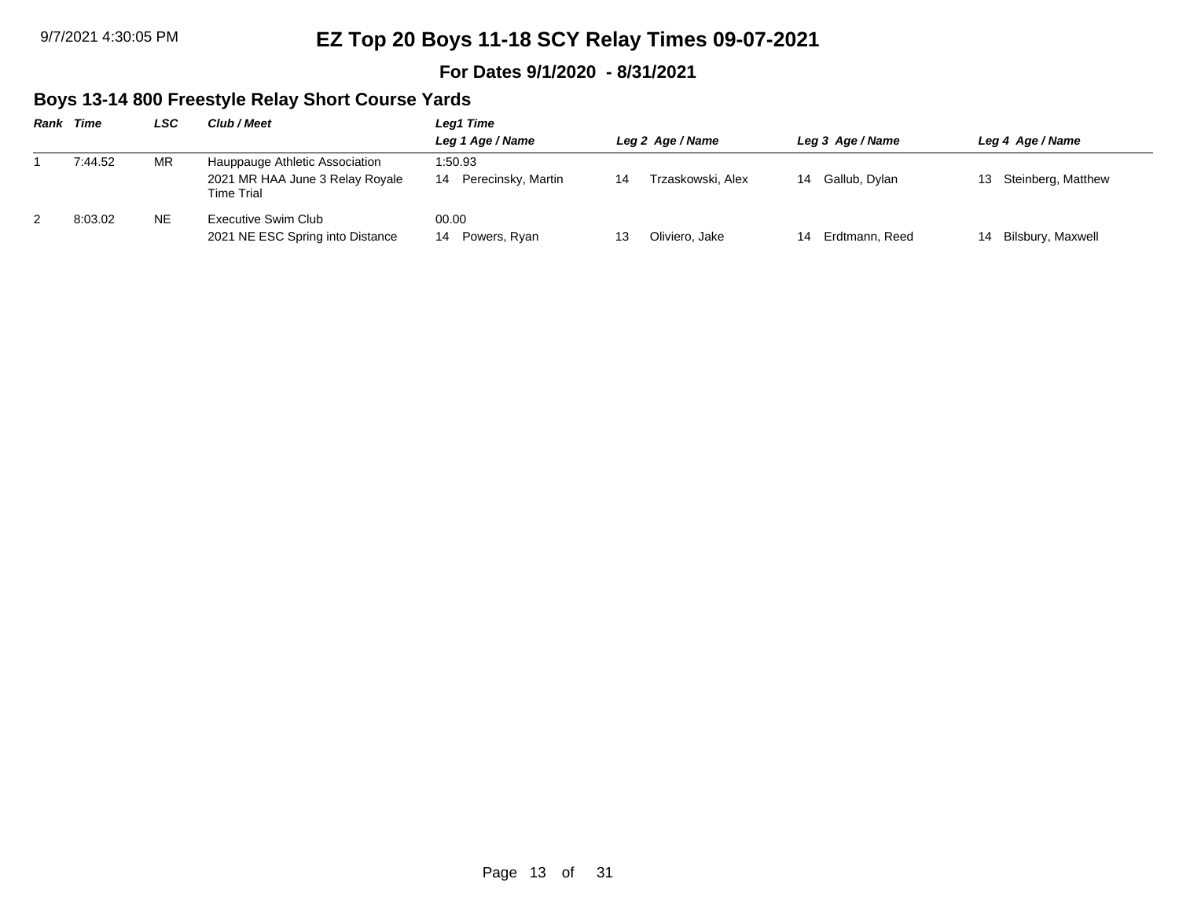# EZ Top 20 Boys 11-18 SCY Relay Times 09-07-2021

**For Dates 9/1/2020 - 8/31/2021**

## Boys 13-14 800 Freestyle Relay Short Course Yards

| Rank | Time | LSC | Club / Meet | Leg1 Time<br>Leg 1 Age / Name | Leg 2 Age / Name | Leg 3 Age / Name | Leg 4 Age / Name |
|---|---|---|---|---|---|---|---|
| 1 | 7:44.52 | MR | Hauppauge Athletic Association<br>2021 MR HAA June 3 Relay Royale Time Trial | 1:50.93<br>14 Perecinsky, Martin | 14 Trzaskowski, Alex | 14 Gallub, Dylan | 13 Steinberg, Matthew |
| 2 | 8:03.02 | NE | Executive Swim Club<br>2021 NE ESC Spring into Distance | 00.00<br>14 Powers, Ryan | 13 Oliviero, Jake | 14 Erdtmann, Reed | 14 Bilsbury, Maxwell |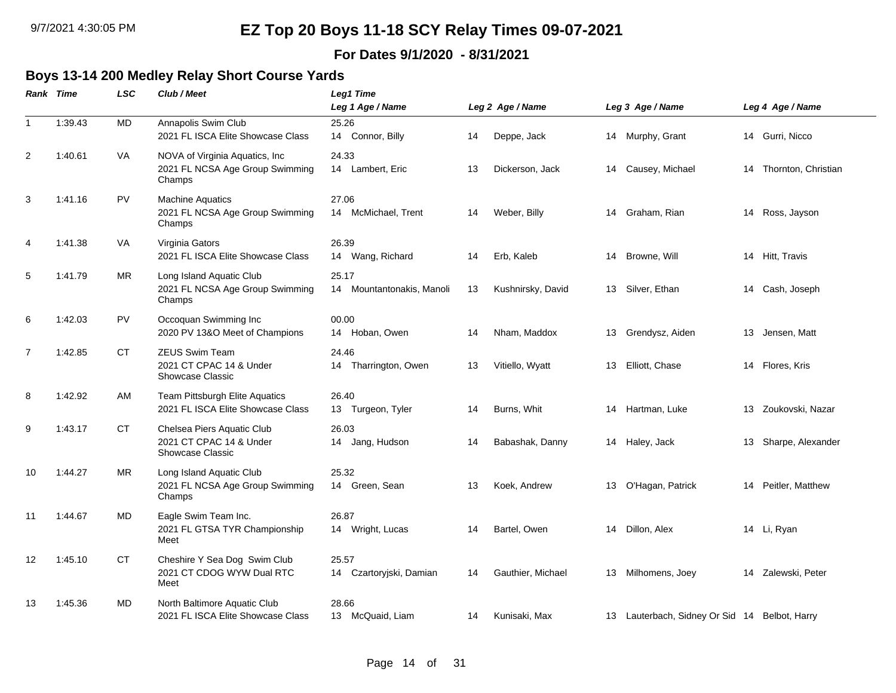# EZ Top 20 Boys 11-18 SCY Relay Times 09-07-2021

**For Dates 9/1/2020 - 8/31/2021**

## Boys 13-14 200 Medley Relay Short Course Yards

| Rank | Time | LSC | Club / Meet | Leg1 Time<br>Leg 1 Age / Name | Leg 2 Age / Name | Leg 3 Age / Name | Leg 4 Age / Name |
|---|---|---|---|---|---|---|---|
| 1 | 1:39.43 | MD | Annapolis Swim Club<br>2021 FL ISCA Elite Showcase Class | 25.26<br>14 Connor, Billy | 14 Deppe, Jack | 14 Murphy, Grant | 14 Gurri, Nicco |
| 2 | 1:40.61 | VA | NOVA of Virginia Aquatics, Inc<br>2021 FL NCSA Age Group Swimming Champs | 24.33<br>14 Lambert, Eric | 13 Dickerson, Jack | 14 Causey, Michael | 14 Thornton, Christian |
| 3 | 1:41.16 | PV | Machine Aquatics<br>2021 FL NCSA Age Group Swimming Champs | 27.06<br>14 McMichael, Trent | 14 Weber, Billy | 14 Graham, Rian | 14 Ross, Jayson |
| 4 | 1:41.38 | VA | Virginia Gators<br>2021 FL ISCA Elite Showcase Class | 26.39<br>14 Wang, Richard | 14 Erb, Kaleb | 14 Browne, Will | 14 Hitt, Travis |
| 5 | 1:41.79 | MR | Long Island Aquatic Club<br>2021 FL NCSA Age Group Swimming Champs | 25.17<br>14 Mountantonakis, Manoli | 13 Kushnirsky, David | 13 Silver, Ethan | 14 Cash, Joseph |
| 6 | 1:42.03 | PV | Occoquan Swimming Inc<br>2020 PV 13&O Meet of Champions | 00.00<br>14 Hoban, Owen | 14 Nham, Maddox | 13 Grendysz, Aiden | 13 Jensen, Matt |
| 7 | 1:42.85 | CT | ZEUS Swim Team<br>2021 CT CPAC 14 & Under Showcase Classic | 24.46<br>14 Tharrington, Owen | 13 Vitiello, Wyatt | 13 Elliott, Chase | 14 Flores, Kris |
| 8 | 1:42.92 | AM | Team Pittsburgh Elite Aquatics<br>2021 FL ISCA Elite Showcase Class | 26.40<br>13 Turgeon, Tyler | 14 Burns, Whit | 14 Hartman, Luke | 13 Zoukovski, Nazar |
| 9 | 1:43.17 | CT | Chelsea Piers Aquatic Club<br>2021 CT CPAC 14 & Under Showcase Classic | 26.03<br>14 Jang, Hudson | 14 Babashak, Danny | 14 Haley, Jack | 13 Sharpe, Alexander |
| 10 | 1:44.27 | MR | Long Island Aquatic Club<br>2021 FL NCSA Age Group Swimming Champs | 25.32<br>14 Green, Sean | 13 Koek, Andrew | 13 O'Hagan, Patrick | 14 Peitler, Matthew |
| 11 | 1:44.67 | MD | Eagle Swim Team Inc.<br>2021 FL GTSA TYR Championship Meet | 26.87<br>14 Wright, Lucas | 14 Bartel, Owen | 14 Dillon, Alex | 14 Li, Ryan |
| 12 | 1:45.10 | CT | Cheshire Y Sea Dog Swim Club<br>2021 CT CDOG WYW Dual RTC Meet | 25.57<br>14 Czartoryjski, Damian | 14 Gauthier, Michael | 13 Milhomens, Joey | 14 Zalewski, Peter |
| 13 | 1:45.36 | MD | North Baltimore Aquatic Club<br>2021 FL ISCA Elite Showcase Class | 28.66<br>13 McQuaid, Liam | 14 Kunisaki, Max | 13 Lauterbach, Sidney Or Sid | 14 Belbot, Harry |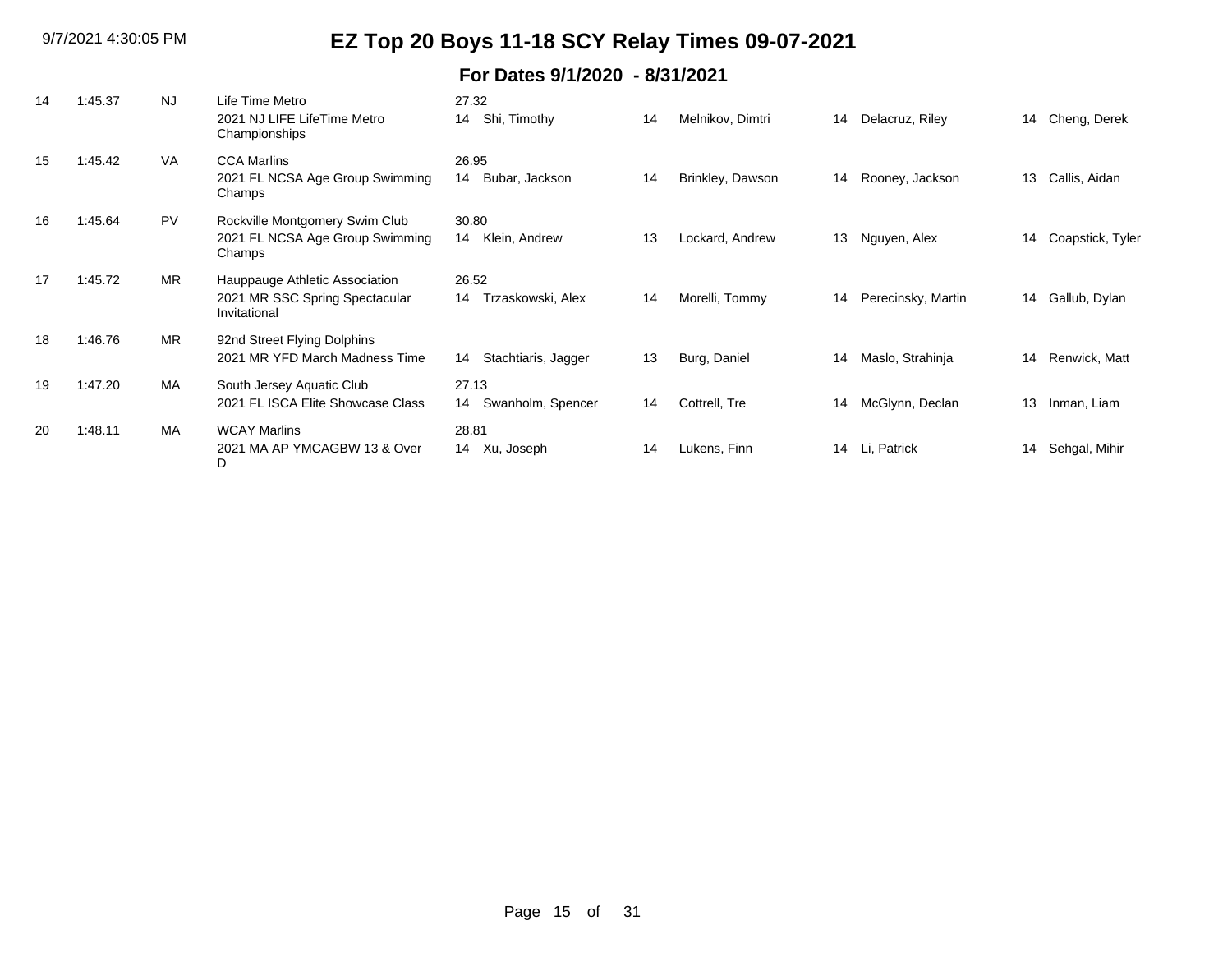# EZ Top 20 Boys 11-18 SCY Relay Times 09-07-2021

## For Dates 9/1/2020 - 8/31/2021

| Rank | Time | LSC | Team / Meet | Lead-off / Swimmer 1 | Age | Swimmer 2 | Age | Swimmer 3 | Age | Swimmer 4 |
|---|---|---|---|---|---|---|---|---|---|---|
| 14 | 1:45.37 | NJ | Life Time Metro<br>2021 NJ LIFE LifeTime Metro Championships | 27.32<br>14 Shi, Timothy | 14 | Melnikov, Dimtri | 14 | Delacruz, Riley | 14 | Cheng, Derek |
| 15 | 1:45.42 | VA | CCA Marlins<br>2021 FL NCSA Age Group Swimming Champs | 26.95<br>14 Bubar, Jackson | 14 | Brinkley, Dawson | 14 | Rooney, Jackson | 13 | Callis, Aidan |
| 16 | 1:45.64 | PV | Rockville Montgomery Swim Club<br>2021 FL NCSA Age Group Swimming Champs | 30.80<br>14 Klein, Andrew | 13 | Lockard, Andrew | 13 | Nguyen, Alex | 14 | Coapstick, Tyler |
| 17 | 1:45.72 | MR | Hauppauge Athletic Association<br>2021 MR SSC Spring Spectacular Invitational | 26.52<br>14 Trzaskowski, Alex | 14 | Morelli, Tommy | 14 | Perecinsky, Martin | 14 | Gallub, Dylan |
| 18 | 1:46.76 | MR | 92nd Street Flying Dolphins<br>2021 MR YFD March Madness Time | 14 Stachtiaris, Jagger | 13 | Burg, Daniel | 14 | Maslo, Strahinja | 14 | Renwick, Matt |
| 19 | 1:47.20 | MA | South Jersey Aquatic Club<br>2021 FL ISCA Elite Showcase Class | 27.13<br>14 Swanholm, Spencer | 14 | Cottrell, Tre | 14 | McGlynn, Declan | 13 | Inman, Liam |
| 20 | 1:48.11 | MA | WCAY Marlins<br>2021 MA AP YMCAGBW 13 & Over D | 28.81<br>14 Xu, Joseph | 14 | Lukens, Finn | 14 | Li, Patrick | 14 | Sehgal, Mihir |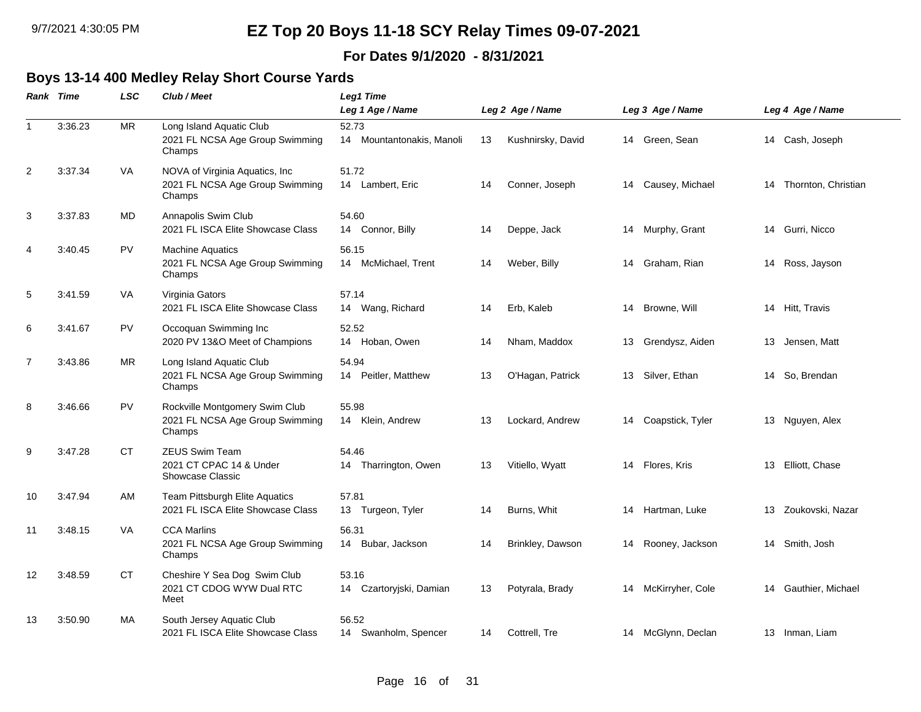# EZ Top 20 Boys 11-18 SCY Relay Times 09-07-2021

**For Dates 9/1/2020 - 8/31/2021**

## Boys 13-14 400 Medley Relay Short Course Yards

| Rank | Time | LSC | Club / Meet | Leg1 Time / Leg 1 Age / Name | Leg 2 Age / Name | Leg 3 Age / Name | Leg 4 Age / Name |
|---|---|---|---|---|---|---|---|
| 1 | 3:36.23 | MR | Long Island Aquatic Club<br>2021 FL NCSA Age Group Swimming Champs | 52.73<br>14 Mountantonakis, Manoli | 13 Kushnirsky, David | 14 Green, Sean | 14 Cash, Joseph |
| 2 | 3:37.34 | VA | NOVA of Virginia Aquatics, Inc<br>2021 FL NCSA Age Group Swimming Champs | 51.72<br>14 Lambert, Eric | 14 Conner, Joseph | 14 Causey, Michael | 14 Thornton, Christian |
| 3 | 3:37.83 | MD | Annapolis Swim Club<br>2021 FL ISCA Elite Showcase Class | 54.60<br>14 Connor, Billy | 14 Deppe, Jack | 14 Murphy, Grant | 14 Gurri, Nicco |
| 4 | 3:40.45 | PV | Machine Aquatics<br>2021 FL NCSA Age Group Swimming Champs | 56.15<br>14 McMichael, Trent | 14 Weber, Billy | 14 Graham, Rian | 14 Ross, Jayson |
| 5 | 3:41.59 | VA | Virginia Gators<br>2021 FL ISCA Elite Showcase Class | 57.14<br>14 Wang, Richard | 14 Erb, Kaleb | 14 Browne, Will | 14 Hitt, Travis |
| 6 | 3:41.67 | PV | Occoquan Swimming Inc<br>2020 PV 13&O Meet of Champions | 52.52<br>14 Hoban, Owen | 14 Nham, Maddox | 13 Grendysz, Aiden | 13 Jensen, Matt |
| 7 | 3:43.86 | MR | Long Island Aquatic Club<br>2021 FL NCSA Age Group Swimming Champs | 54.94<br>14 Peitler, Matthew | 13 O'Hagan, Patrick | 13 Silver, Ethan | 14 So, Brendan |
| 8 | 3:46.66 | PV | Rockville Montgomery Swim Club<br>2021 FL NCSA Age Group Swimming Champs | 55.98<br>14 Klein, Andrew | 13 Lockard, Andrew | 14 Coapstick, Tyler | 13 Nguyen, Alex |
| 9 | 3:47.28 | CT | ZEUS Swim Team<br>2021 CT CPAC 14 & Under Showcase Classic | 54.46<br>14 Tharrington, Owen | 13 Vitiello, Wyatt | 14 Flores, Kris | 13 Elliott, Chase |
| 10 | 3:47.94 | AM | Team Pittsburgh Elite Aquatics<br>2021 FL ISCA Elite Showcase Class | 57.81<br>13 Turgeon, Tyler | 14 Burns, Whit | 14 Hartman, Luke | 13 Zoukovski, Nazar |
| 11 | 3:48.15 | VA | CCA Marlins<br>2021 FL NCSA Age Group Swimming Champs | 56.31<br>14 Bubar, Jackson | 14 Brinkley, Dawson | 14 Rooney, Jackson | 14 Smith, Josh |
| 12 | 3:48.59 | CT | Cheshire Y Sea Dog Swim Club<br>2021 CT CDOG WYW Dual RTC Meet | 53.16<br>14 Czartoryjski, Damian | 13 Potyrala, Brady | 14 McKirryher, Cole | 14 Gauthier, Michael |
| 13 | 3:50.90 | MA | South Jersey Aquatic Club<br>2021 FL ISCA Elite Showcase Class | 56.52<br>14 Swanholm, Spencer | 14 Cottrell, Tre | 14 McGlynn, Declan | 13 Inman, Liam |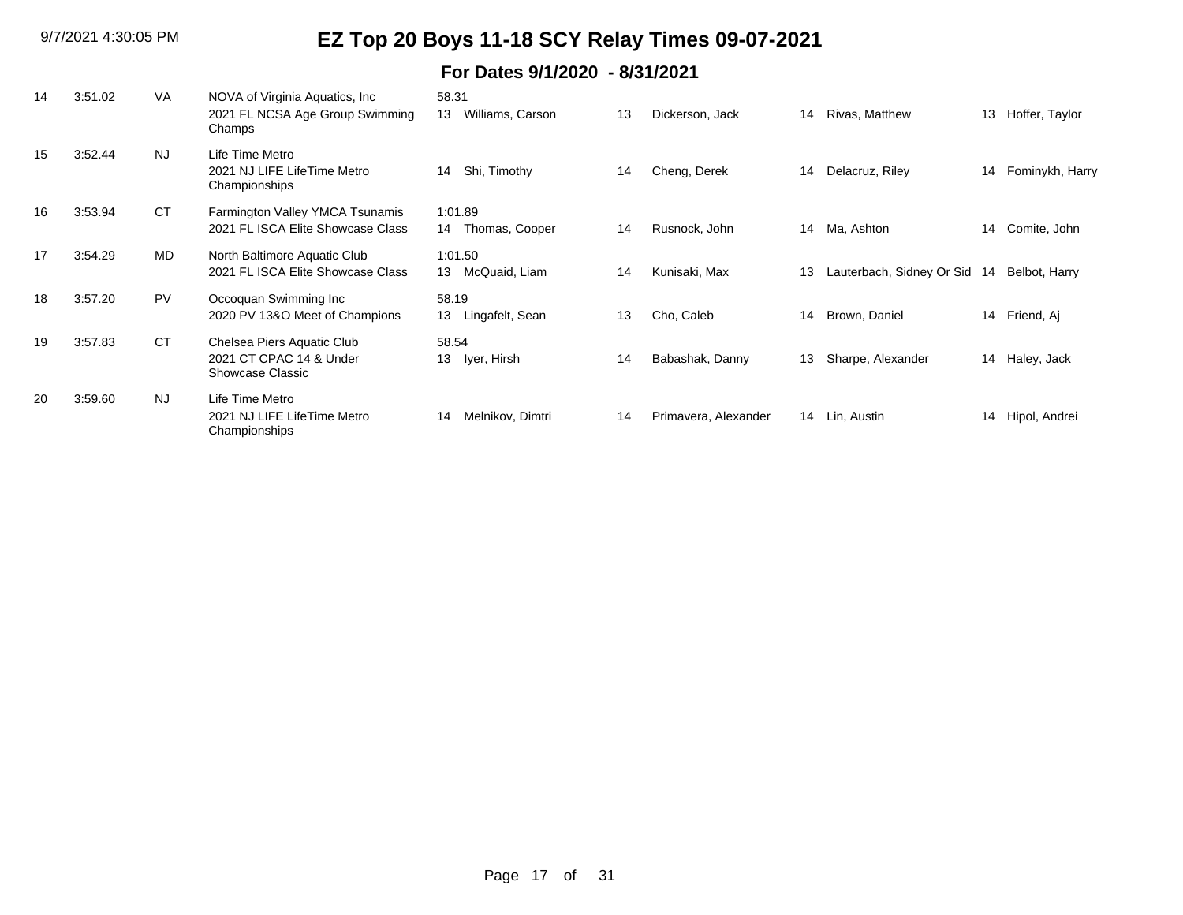# EZ Top 20 Boys 11-18 SCY Relay Times 09-07-2021

## For Dates 9/1/2020 - 8/31/2021

| Rank | Time | LSC | Team / Meet | Age | Swimmer 1 | Age | Swimmer 2 | Age | Swimmer 3 | Age | Swimmer 4 |
|---|---|---|---|---|---|---|---|---|---|---|---|
| 14 | 3:51.02 | VA | NOVA of Virginia Aquatics, Inc<br>2021 FL NCSA Age Group Swimming Champs | 58.31<br>13 | Williams, Carson | 13 | Dickerson, Jack | 14 | Rivas, Matthew | 13 | Hoffer, Taylor |
| 15 | 3:52.44 | NJ | Life Time Metro<br>2021 NJ LIFE LifeTime Metro Championships | 14 | Shi, Timothy | 14 | Cheng, Derek | 14 | Delacruz, Riley | 14 | Fominykh, Harry |
| 16 | 3:53.94 | CT | Farmington Valley YMCA Tsunamis<br>2021 FL ISCA Elite Showcase Class | 1:01.89<br>14 | Thomas, Cooper | 14 | Rusnock, John | 14 | Ma, Ashton | 14 | Comite, John |
| 17 | 3:54.29 | MD | North Baltimore Aquatic Club<br>2021 FL ISCA Elite Showcase Class | 1:01.50<br>13 | McQuaid, Liam | 14 | Kunisaki, Max | 13 | Lauterbach, Sidney Or Sid | 14 | Belbot, Harry |
| 18 | 3:57.20 | PV | Occoquan Swimming Inc<br>2020 PV 13&O Meet of Champions | 58.19<br>13 | Lingafelt, Sean | 13 | Cho, Caleb | 14 | Brown, Daniel | 14 | Friend, Aj |
| 19 | 3:57.83 | CT | Chelsea Piers Aquatic Club<br>2021 CT CPAC 14 & Under Showcase Classic | 58.54<br>13 | Iyer, Hirsh | 14 | Babashak, Danny | 13 | Sharpe, Alexander | 14 | Haley, Jack |
| 20 | 3:59.60 | NJ | Life Time Metro<br>2021 NJ LIFE LifeTime Metro Championships | 14 | Melnikov, Dimtri | 14 | Primavera, Alexander | 14 | Lin, Austin | 14 | Hipol, Andrei |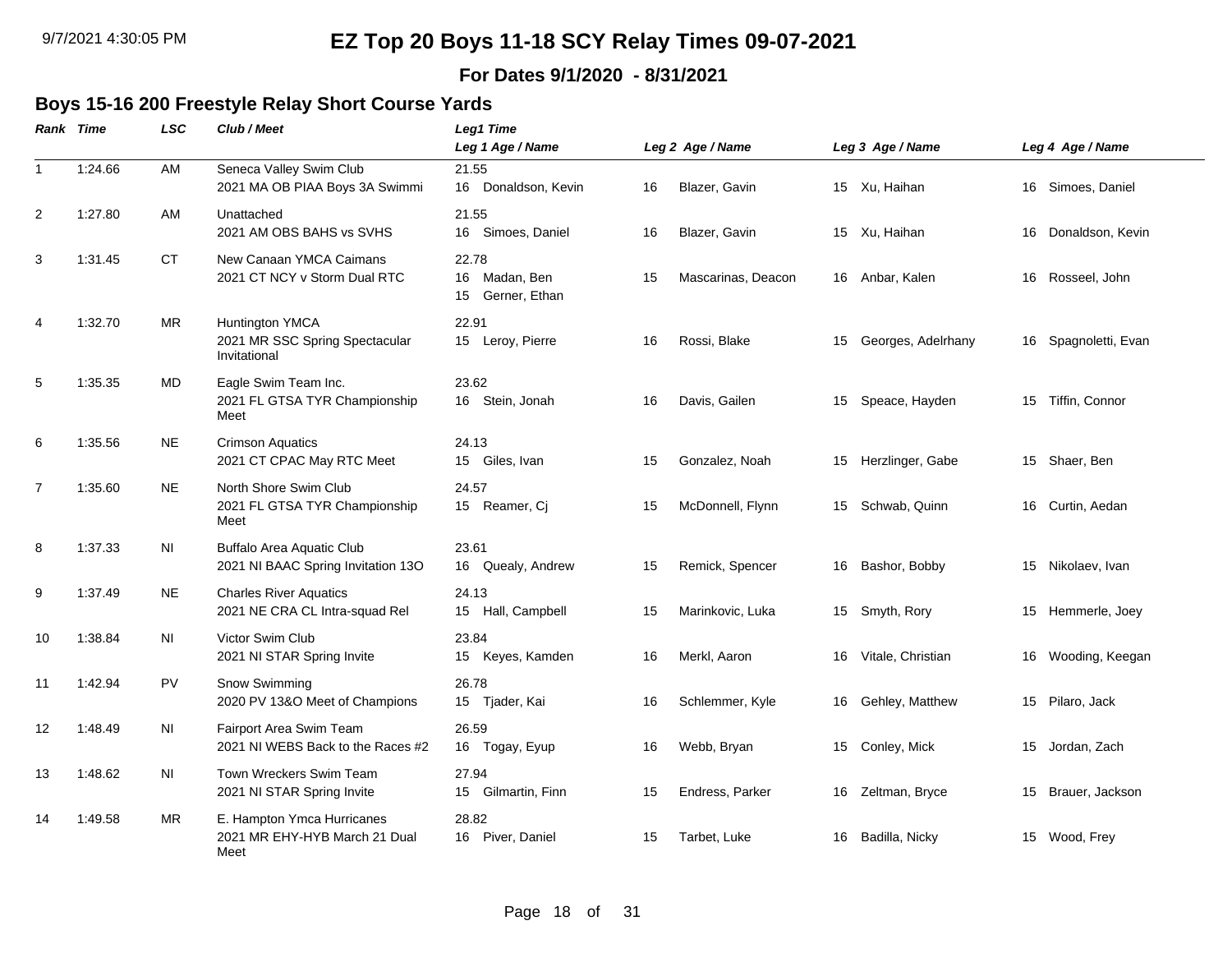# EZ Top 20 Boys 11-18 SCY Relay Times 09-07-2021

**For Dates 9/1/2020 - 8/31/2021**

## Boys 15-16 200 Freestyle Relay Short Course Yards

| Rank | Time | LSC | Club / Meet | Leg1 Time / Leg 1 Age / Name | Leg 2 Age / Name | Leg 3 Age / Name | Leg 4 Age / Name |
|---|---|---|---|---|---|---|---|
| 1 | 1:24.66 | AM | Seneca Valley Swim Club<br>2021 MA OB PIAA Boys 3A Swimmi | 21.55<br>16 Donaldson, Kevin | 16 Blazer, Gavin | 15 Xu, Haihan | 16 Simoes, Daniel |
| 2 | 1:27.80 | AM | Unattached<br>2021 AM OBS BAHS vs SVHS | 21.55<br>16 Simoes, Daniel | 16 Blazer, Gavin | 15 Xu, Haihan | 16 Donaldson, Kevin |
| 3 | 1:31.45 | CT | New Canaan YMCA Caimans<br>2021 CT NCY v Storm Dual RTC | 22.78<br>16 Madan, Ben<br>15 Gerner, Ethan | 15 Mascarinas, Deacon | 16 Anbar, Kalen | 16 Rosseel, John |
| 4 | 1:32.70 | MR | Huntington YMCA<br>2021 MR SSC Spring Spectacular Invitational | 22.91<br>15 Leroy, Pierre | 16 Rossi, Blake | 15 Georges, Adelrhany | 16 Spagnoletti, Evan |
| 5 | 1:35.35 | MD | Eagle Swim Team Inc.<br>2021 FL GTSA TYR Championship Meet | 23.62<br>16 Stein, Jonah | 16 Davis, Gailen | 15 Speace, Hayden | 15 Tiffin, Connor |
| 6 | 1:35.56 | NE | Crimson Aquatics<br>2021 CT CPAC May RTC Meet | 24.13<br>15 Giles, Ivan | 15 Gonzalez, Noah | 15 Herzlinger, Gabe | 15 Shaer, Ben |
| 7 | 1:35.60 | NE | North Shore Swim Club<br>2021 FL GTSA TYR Championship Meet | 24.57<br>15 Reamer, Cj | 15 McDonnell, Flynn | 15 Schwab, Quinn | 16 Curtin, Aedan |
| 8 | 1:37.33 | NI | Buffalo Area Aquatic Club<br>2021 NI BAAC Spring Invitation 13O | 23.61<br>16 Quealy, Andrew | 15 Remick, Spencer | 16 Bashor, Bobby | 15 Nikolaev, Ivan |
| 9 | 1:37.49 | NE | Charles River Aquatics<br>2021 NE CRA CL Intra-squad Rel | 24.13<br>15 Hall, Campbell | 15 Marinkovic, Luka | 15 Smyth, Rory | 15 Hemmerle, Joey |
| 10 | 1:38.84 | NI | Victor Swim Club<br>2021 NI STAR Spring Invite | 23.84<br>15 Keyes, Kamden | 16 Merkl, Aaron | 16 Vitale, Christian | 16 Wooding, Keegan |
| 11 | 1:42.94 | PV | Snow Swimming<br>2020 PV 13&O Meet of Champions | 26.78<br>15 Tjader, Kai | 16 Schlemmer, Kyle | 16 Gehley, Matthew | 15 Pilaro, Jack |
| 12 | 1:48.49 | NI | Fairport Area Swim Team<br>2021 NI WEBS Back to the Races #2 | 26.59<br>16 Togay, Eyup | 16 Webb, Bryan | 15 Conley, Mick | 15 Jordan, Zach |
| 13 | 1:48.62 | NI | Town Wreckers Swim Team<br>2021 NI STAR Spring Invite | 27.94<br>15 Gilmartin, Finn | 15 Endress, Parker | 16 Zeltman, Bryce | 15 Brauer, Jackson |
| 14 | 1:49.58 | MR | E. Hampton Ymca Hurricanes<br>2021 MR EHY-HYB March 21 Dual Meet | 28.82<br>16 Piver, Daniel | 15 Tarbet, Luke | 16 Badilla, Nicky | 15 Wood, Frey |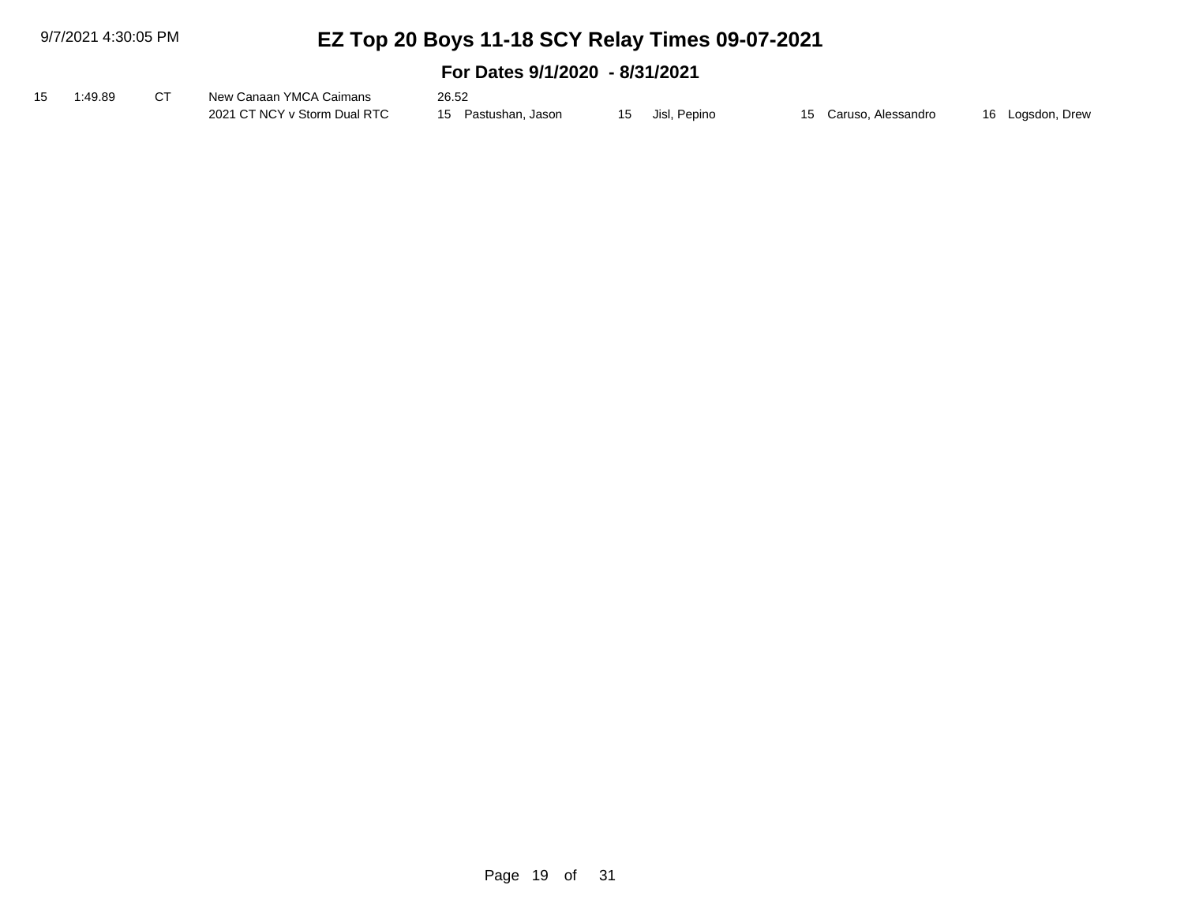# EZ Top 20 Boys 11-18 SCY Relay Times 09-07-2021

## For Dates 9/1/2020 - 8/31/2021

| | | | | | | | |
|---|---|---|---|---|---|---|---|
| 15 | 1:49.89 | CT | New Canaan YMCA Caimans | 26.52 | | | |
| | | | 2021 CT NCY v Storm Dual RTC | 15 Pastushan, Jason | 15 Jisl, Pepino | 15 Caruso, Alessandro | 16 Logsdon, Drew |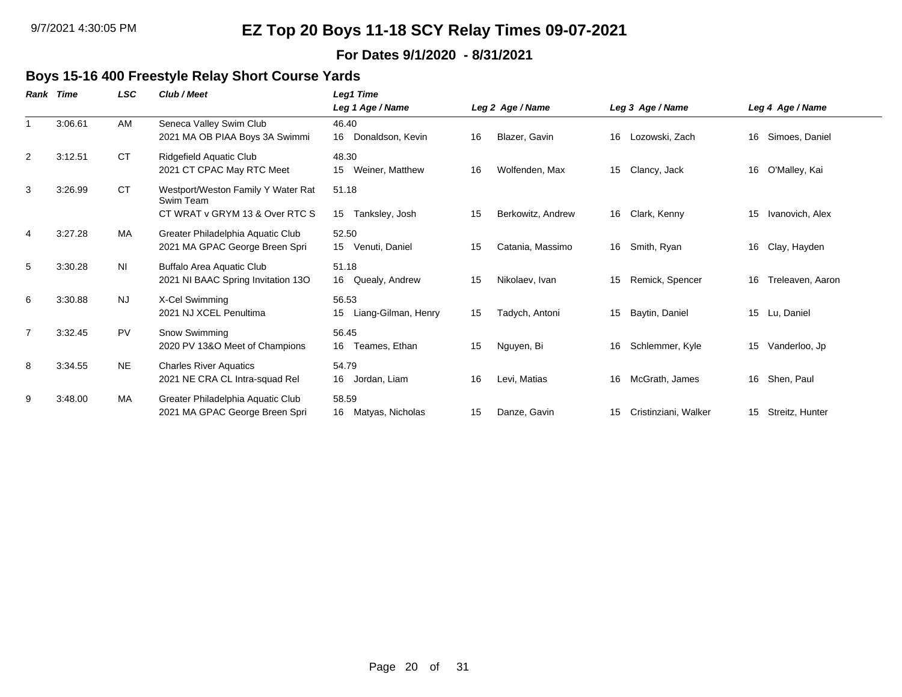# EZ Top 20 Boys 11-18 SCY Relay Times 09-07-2021

**For Dates 9/1/2020 - 8/31/2021**

## Boys 15-16 400 Freestyle Relay Short Course Yards

| Rank | Time | LSC | Club / Meet | Leg1 Time / Leg 1 Age / Name | Leg 2 Age / Name | Leg 3 Age / Name | Leg 4 Age / Name |
|---|---|---|---|---|---|---|---|
| 1 | 3:06.61 | AM | Seneca Valley Swim Club<br>2021 MA OB PIAA Boys 3A Swimmi | 46.40<br>16 Donaldson, Kevin | 16 Blazer, Gavin | 16 Lozowski, Zach | 16 Simoes, Daniel |
| 2 | 3:12.51 | CT | Ridgefield Aquatic Club<br>2021 CT CPAC May RTC Meet | 48.30<br>15 Weiner, Matthew | 16 Wolfenden, Max | 15 Clancy, Jack | 16 O'Malley, Kai |
| 3 | 3:26.99 | CT | Westport/Weston Family Y Water Rat Swim Team<br>CT WRAT v GRYM 13 & Over RTC S | 51.18<br>15 Tanksley, Josh | 15 Berkowitz, Andrew | 16 Clark, Kenny | 15 Ivanovich, Alex |
| 4 | 3:27.28 | MA | Greater Philadelphia Aquatic Club<br>2021 MA GPAC George Breen Spri | 52.50<br>15 Venuti, Daniel | 15 Catania, Massimo | 16 Smith, Ryan | 16 Clay, Hayden |
| 5 | 3:30.28 | NI | Buffalo Area Aquatic Club<br>2021 NI BAAC Spring Invitation 13O | 51.18<br>16 Quealy, Andrew | 15 Nikolaev, Ivan | 15 Remick, Spencer | 16 Treleaven, Aaron |
| 6 | 3:30.88 | NJ | X-Cel Swimming<br>2021 NJ XCEL Penultima | 56.53<br>15 Liang-Gilman, Henry | 15 Tadych, Antoni | 15 Baytin, Daniel | 15 Lu, Daniel |
| 7 | 3:32.45 | PV | Snow Swimming<br>2020 PV 13&O Meet of Champions | 56.45<br>16 Teames, Ethan | 15 Nguyen, Bi | 16 Schlemmer, Kyle | 15 Vanderloo, Jp |
| 8 | 3:34.55 | NE | Charles River Aquatics<br>2021 NE CRA CL Intra-squad Rel | 54.79<br>16 Jordan, Liam | 16 Levi, Matias | 16 McGrath, James | 16 Shen, Paul |
| 9 | 3:48.00 | MA | Greater Philadelphia Aquatic Club<br>2021 MA GPAC George Breen Spri | 58.59<br>16 Matyas, Nicholas | 15 Danze, Gavin | 15 Cristinziani, Walker | 15 Streitz, Hunter |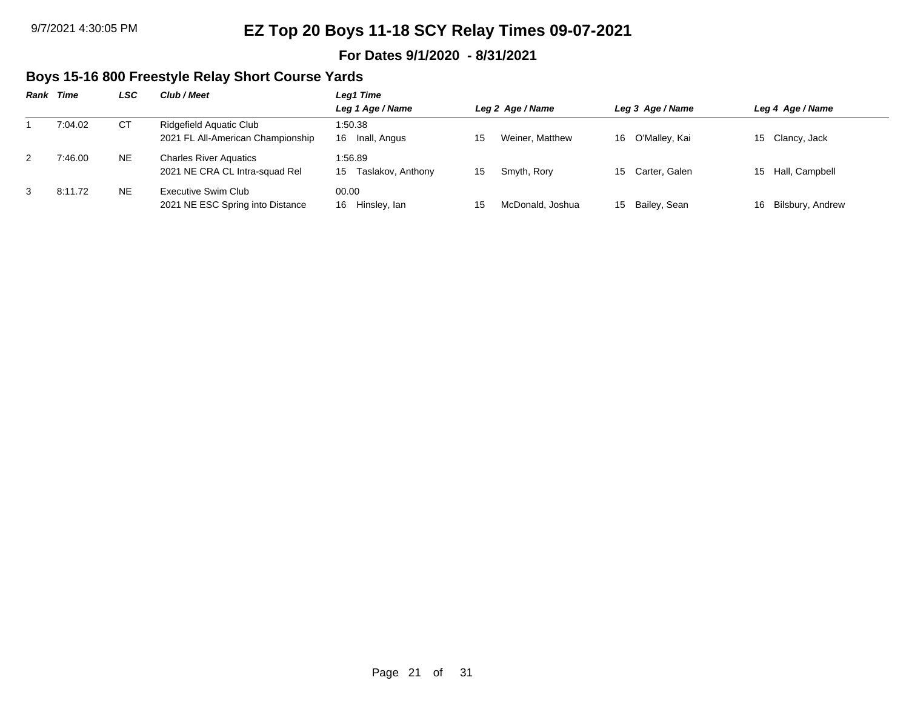# EZ Top 20 Boys 11-18 SCY Relay Times 09-07-2021

**For Dates 9/1/2020 - 8/31/2021**

## Boys 15-16 800 Freestyle Relay Short Course Yards

| Rank | Time | LSC | Club / Meet | Leg1 Time / Leg 1 Age / Name | Leg 2 Age / Name | Leg 3 Age / Name | Leg 4 Age / Name |
|---|---|---|---|---|---|---|---|
| 1 | 7:04.02 | CT | Ridgefield Aquatic Club<br>2021 FL All-American Championship | 1:50.38<br>16 Inall, Angus | 15 Weiner, Matthew | 16 O'Malley, Kai | 15 Clancy, Jack |
| 2 | 7:46.00 | NE | Charles River Aquatics<br>2021 NE CRA CL Intra-squad Rel | 1:56.89<br>15 Taslakov, Anthony | 15 Smyth, Rory | 15 Carter, Galen | 15 Hall, Campbell |
| 3 | 8:11.72 | NE | Executive Swim Club<br>2021 NE ESC Spring into Distance | 00.00<br>16 Hinsley, Ian | 15 McDonald, Joshua | 15 Bailey, Sean | 16 Bilsbury, Andrew |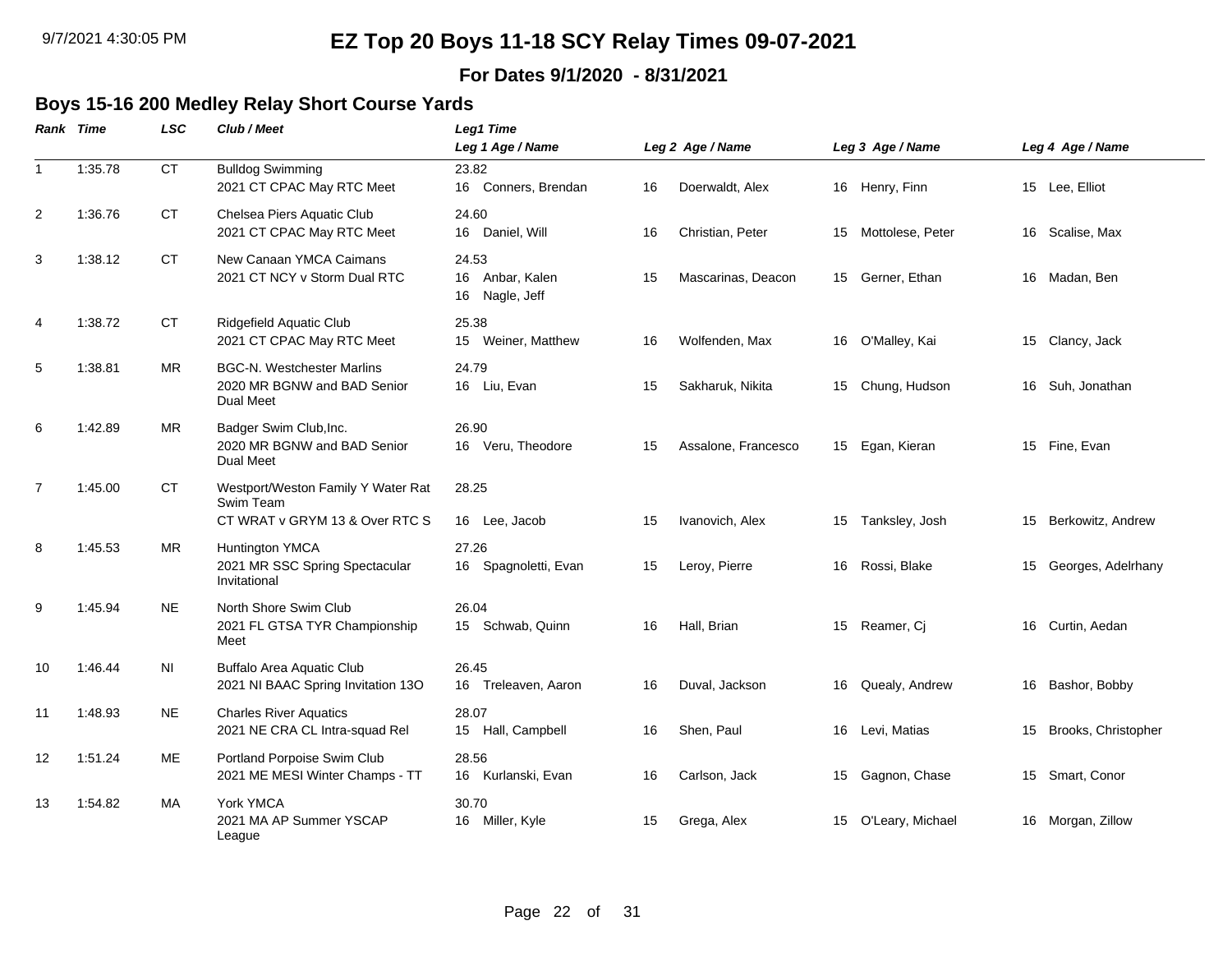# EZ Top 20 Boys 11-18 SCY Relay Times 09-07-2021

**For Dates 9/1/2020 - 8/31/2021**

## Boys 15-16 200 Medley Relay Short Course Yards

| Rank | Time | LSC | Club / Meet | Leg1 Time / Leg 1 Age / Name | Leg 2 Age / Name | Leg 3 Age / Name | Leg 4 Age / Name |
|---|---|---|---|---|---|---|---|
| 1 | 1:35.78 | CT | Bulldog Swimming<br>2021 CT CPAC May RTC Meet | 23.82<br>16 Conners, Brendan | 16 Doerwaldt, Alex | 16 Henry, Finn | 15 Lee, Elliot |
| 2 | 1:36.76 | CT | Chelsea Piers Aquatic Club<br>2021 CT CPAC May RTC Meet | 24.60<br>16 Daniel, Will | 16 Christian, Peter | 15 Mottolese, Peter | 16 Scalise, Max |
| 3 | 1:38.12 | CT | New Canaan YMCA Caimans<br>2021 CT NCY v Storm Dual RTC | 24.53<br>16 Anbar, Kalen<br>16 Nagle, Jeff | 15 Mascarinas, Deacon | 15 Gerner, Ethan | 16 Madan, Ben |
| 4 | 1:38.72 | CT | Ridgefield Aquatic Club<br>2021 CT CPAC May RTC Meet | 25.38<br>15 Weiner, Matthew | 16 Wolfenden, Max | 16 O'Malley, Kai | 15 Clancy, Jack |
| 5 | 1:38.81 | MR | BGC-N. Westchester Marlins<br>2020 MR BGNW and BAD Senior Dual Meet | 24.79<br>16 Liu, Evan | 15 Sakharuk, Nikita | 15 Chung, Hudson | 16 Suh, Jonathan |
| 6 | 1:42.89 | MR | Badger Swim Club,Inc.<br>2020 MR BGNW and BAD Senior Dual Meet | 26.90<br>16 Veru, Theodore | 15 Assalone, Francesco | 15 Egan, Kieran | 15 Fine, Evan |
| 7 | 1:45.00 | CT | Westport/Weston Family Y Water Rat Swim Team<br>CT WRAT v GRYM 13 & Over RTC S | 28.25<br>16 Lee, Jacob | 15 Ivanovich, Alex | 15 Tanksley, Josh | 15 Berkowitz, Andrew |
| 8 | 1:45.53 | MR | Huntington YMCA<br>2021 MR SSC Spring Spectacular Invitational | 27.26<br>16 Spagnoletti, Evan | 15 Leroy, Pierre | 16 Rossi, Blake | 15 Georges, Adelrhany |
| 9 | 1:45.94 | NE | North Shore Swim Club<br>2021 FL GTSA TYR Championship Meet | 26.04<br>15 Schwab, Quinn | 16 Hall, Brian | 15 Reamer, Cj | 16 Curtin, Aedan |
| 10 | 1:46.44 | NI | Buffalo Area Aquatic Club<br>2021 NI BAAC Spring Invitation 13O | 26.45<br>16 Treleaven, Aaron | 16 Duval, Jackson | 16 Quealy, Andrew | 16 Bashor, Bobby |
| 11 | 1:48.93 | NE | Charles River Aquatics<br>2021 NE CRA CL Intra-squad Rel | 28.07<br>15 Hall, Campbell | 16 Shen, Paul | 16 Levi, Matias | 15 Brooks, Christopher |
| 12 | 1:51.24 | ME | Portland Porpoise Swim Club<br>2021 ME MESI Winter Champs - TT | 28.56<br>16 Kurlanski, Evan | 16 Carlson, Jack | 15 Gagnon, Chase | 15 Smart, Conor |
| 13 | 1:54.82 | MA | York YMCA<br>2021 MA AP Summer YSCAP League | 30.70<br>16 Miller, Kyle | 15 Grega, Alex | 15 O'Leary, Michael | 16 Morgan, Zillow |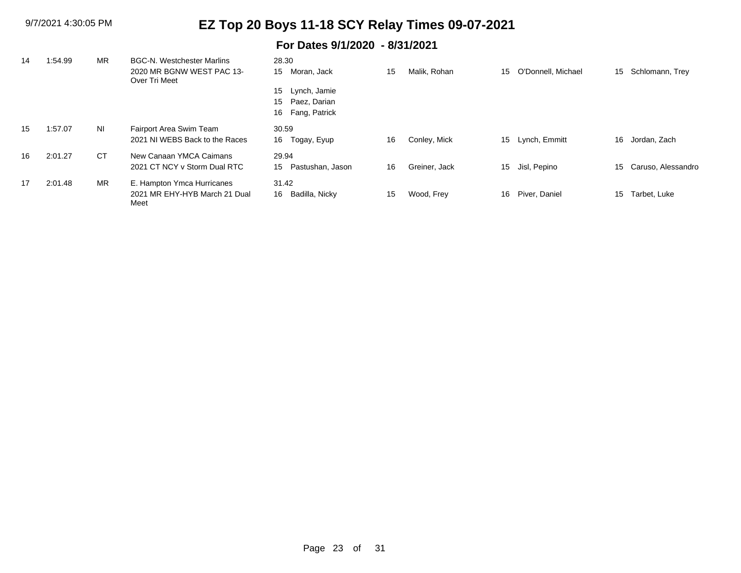# EZ Top 20 Boys 11-18 SCY Relay Times 09-07-2021

## For Dates 9/1/2020 - 8/31/2021

| Rank | Time | LSC | Team / Meet | Split / Swimmer 1 | Age | Swimmer 2 | Age | Swimmer 3 | Age | Swimmer 4 |
|---|---|---|---|---|---|---|---|---|---|---|
| 14 | 1:54.99 | MR | BGC-N. Westchester Marlins<br>2020 MR BGNW WEST PAC 13-Over Tri Meet | 28.30<br>15 Moran, Jack<br>15 Lynch, Jamie<br>15 Paez, Darian<br>16 Fang, Patrick | 15 | Malik, Rohan | 15 | O'Donnell, Michael | 15 | Schlomann, Trey |
| 15 | 1:57.07 | NI | Fairport Area Swim Team<br>2021 NI WEBS Back to the Races | 30.59<br>16 Togay, Eyup | 16 | Conley, Mick | 15 | Lynch, Emmitt | 16 | Jordan, Zach |
| 16 | 2:01.27 | CT | New Canaan YMCA Caimans<br>2021 CT NCY v Storm Dual RTC | 29.94<br>15 Pastushan, Jason | 16 | Greiner, Jack | 15 | Jisl, Pepino | 15 | Caruso, Alessandro |
| 17 | 2:01.48 | MR | E. Hampton Ymca Hurricanes<br>2021 MR EHY-HYB March 21 Dual Meet | 31.42<br>16 Badilla, Nicky | 15 | Wood, Frey | 16 | Piver, Daniel | 15 | Tarbet, Luke |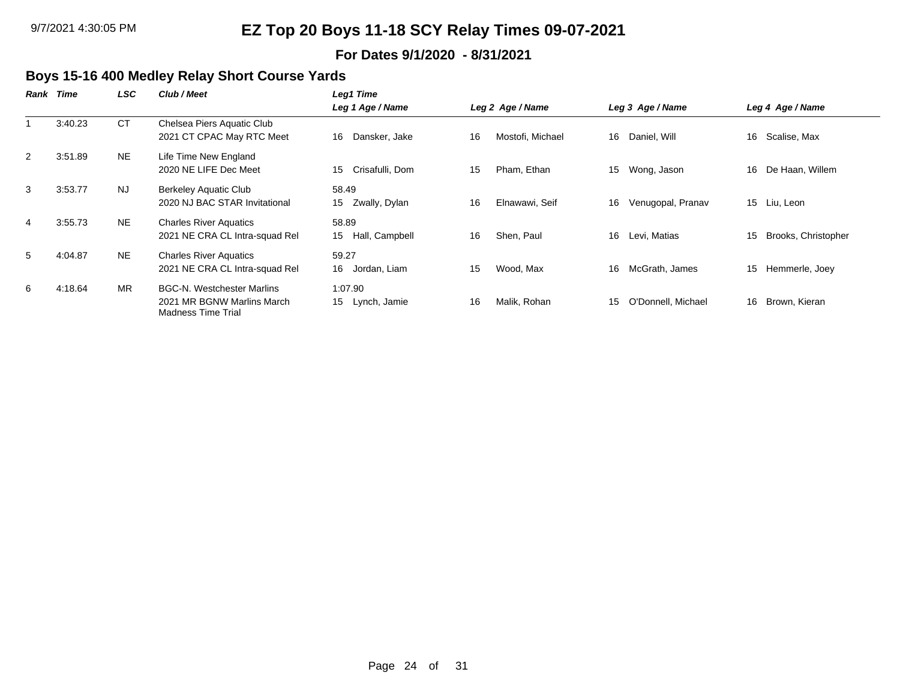# EZ Top 20 Boys 11-18 SCY Relay Times 09-07-2021

**For Dates 9/1/2020 - 8/31/2021**

## Boys 15-16 400 Medley Relay Short Course Yards

| Rank | Time | LSC | Club / Meet | Leg1 Time<br>Leg 1 Age / Name | Leg 2 Age / Name | Leg 3 Age / Name | Leg 4 Age / Name |
|---|---|---|---|---|---|---|---|
| 1 | 3:40.23 | CT | Chelsea Piers Aquatic Club<br>2021 CT CPAC May RTC Meet | 16 Dansker, Jake | 16 Mostofi, Michael | 16 Daniel, Will | 16 Scalise, Max |
| 2 | 3:51.89 | NE | Life Time New England<br>2020 NE LIFE Dec Meet | 15 Crisafulli, Dom | 15 Pham, Ethan | 15 Wong, Jason | 16 De Haan, Willem |
| 3 | 3:53.77 | NJ | Berkeley Aquatic Club<br>2020 NJ BAC STAR Invitational | 58.49<br>15 Zwally, Dylan | 16 Elnawawi, Seif | 16 Venugopal, Pranav | 15 Liu, Leon |
| 4 | 3:55.73 | NE | Charles River Aquatics<br>2021 NE CRA CL Intra-squad Rel | 58.89<br>15 Hall, Campbell | 16 Shen, Paul | 16 Levi, Matias | 15 Brooks, Christopher |
| 5 | 4:04.87 | NE | Charles River Aquatics<br>2021 NE CRA CL Intra-squad Rel | 59.27<br>16 Jordan, Liam | 15 Wood, Max | 16 McGrath, James | 15 Hemmerle, Joey |
| 6 | 4:18.64 | MR | BGC-N. Westchester Marlins<br>2021 MR BGNW Marlins March Madness Time Trial | 1:07.90<br>15 Lynch, Jamie | 16 Malik, Rohan | 15 O'Donnell, Michael | 16 Brown, Kieran |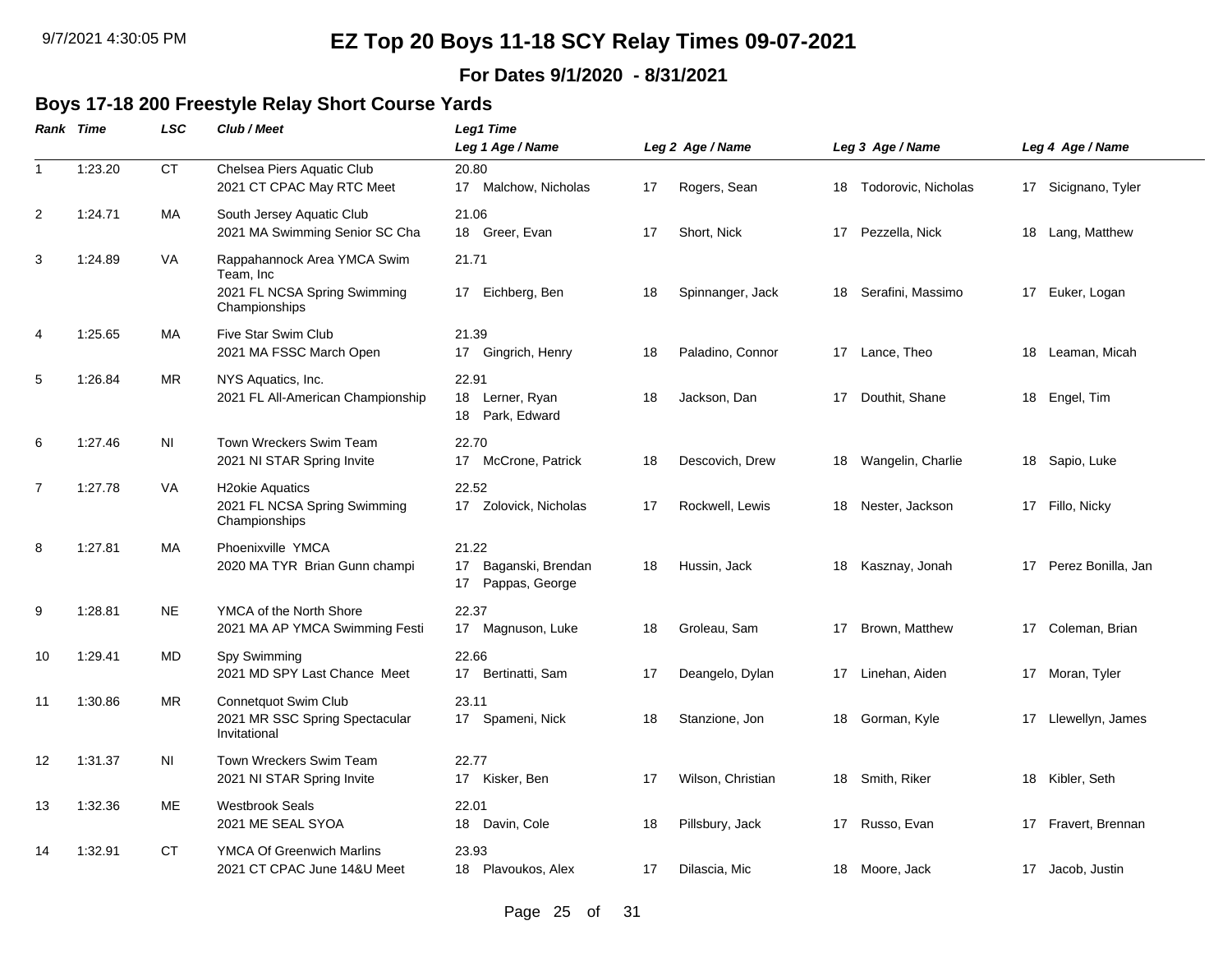# EZ Top 20 Boys 11-18 SCY Relay Times 09-07-2021

**For Dates 9/1/2020 - 8/31/2021**

## Boys 17-18 200 Freestyle Relay Short Course Yards

| Rank | Time | LSC | Club / Meet | Leg1 Time / Leg 1 Age / Name | Leg 2 Age / Name | Leg 3 Age / Name | Leg 4 Age / Name |
|---|---|---|---|---|---|---|---|
| 1 | 1:23.20 | CT | Chelsea Piers Aquatic Club<br>2021 CT CPAC May RTC Meet | 20.80<br>17 Malchow, Nicholas | 17 Rogers, Sean | 18 Todorovic, Nicholas | 17 Sicignano, Tyler |
| 2 | 1:24.71 | MA | South Jersey Aquatic Club<br>2021 MA Swimming Senior SC Cha | 21.06<br>18 Greer, Evan | 17 Short, Nick | 17 Pezzella, Nick | 18 Lang, Matthew |
| 3 | 1:24.89 | VA | Rappahannock Area YMCA Swim Team, Inc<br>2021 FL NCSA Spring Swimming Championships | 21.71<br>17 Eichberg, Ben | 18 Spinnanger, Jack | 18 Serafini, Massimo | 17 Euker, Logan |
| 4 | 1:25.65 | MA | Five Star Swim Club<br>2021 MA FSSC March Open | 21.39<br>17 Gingrich, Henry | 18 Paladino, Connor | 17 Lance, Theo | 18 Leaman, Micah |
| 5 | 1:26.84 | MR | NYS Aquatics, Inc.<br>2021 FL All-American Championship | 22.91<br>18 Lerner, Ryan<br>18 Park, Edward | 18 Jackson, Dan | 17 Douthit, Shane | 18 Engel, Tim |
| 6 | 1:27.46 | NI | Town Wreckers Swim Team<br>2021 NI STAR Spring Invite | 22.70<br>17 McCrone, Patrick | 18 Descovich, Drew | 18 Wangelin, Charlie | 18 Sapio, Luke |
| 7 | 1:27.78 | VA | H2okie Aquatics<br>2021 FL NCSA Spring Swimming Championships | 22.52<br>17 Zolovick, Nicholas | 17 Rockwell, Lewis | 18 Nester, Jackson | 17 Fillo, Nicky |
| 8 | 1:27.81 | MA | Phoenixville YMCA<br>2020 MA TYR Brian Gunn champi | 21.22<br>17 Baganski, Brendan<br>17 Pappas, George | 18 Hussin, Jack | 18 Kasznay, Jonah | 17 Perez Bonilla, Jan |
| 9 | 1:28.81 | NE | YMCA of the North Shore<br>2021 MA AP YMCA Swimming Festi | 22.37<br>17 Magnuson, Luke | 18 Groleau, Sam | 17 Brown, Matthew | 17 Coleman, Brian |
| 10 | 1:29.41 | MD | Spy Swimming<br>2021 MD SPY Last Chance Meet | 22.66<br>17 Bertinatti, Sam | 17 Deangelo, Dylan | 17 Linehan, Aiden | 17 Moran, Tyler |
| 11 | 1:30.86 | MR | Connetquot Swim Club<br>2021 MR SSC Spring Spectacular Invitational | 23.11<br>17 Spameni, Nick | 18 Stanzione, Jon | 18 Gorman, Kyle | 17 Llewellyn, James |
| 12 | 1:31.37 | NI | Town Wreckers Swim Team<br>2021 NI STAR Spring Invite | 22.77<br>17 Kisker, Ben | 17 Wilson, Christian | 18 Smith, Riker | 18 Kibler, Seth |
| 13 | 1:32.36 | ME | Westbrook Seals<br>2021 ME SEAL SYOA | 22.01<br>18 Davin, Cole | 18 Pillsbury, Jack | 17 Russo, Evan | 17 Fravert, Brennan |
| 14 | 1:32.91 | CT | YMCA Of Greenwich Marlins<br>2021 CT CPAC June 14&U Meet | 23.93<br>18 Plavoukos, Alex | 17 Dilascia, Mic | 18 Moore, Jack | 17 Jacob, Justin |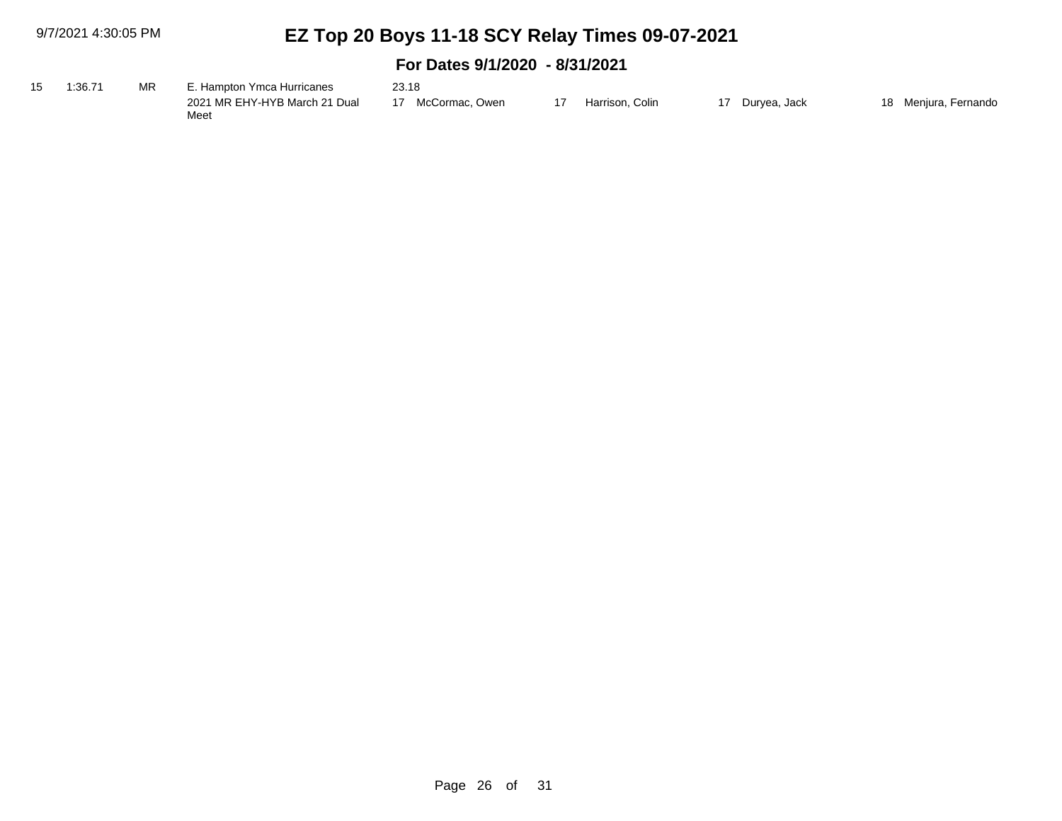# EZ Top 20 Boys 11-18 SCY Relay Times 09-07-2021

## For Dates 9/1/2020 - 8/31/2021

| Rank | Time | Event | Team / Meet | Swimmer 1 | Swimmer 2 | Swimmer 3 | Swimmer 4 |
|---|---|---|---|---|---|---|---|
| 15 | 1:36.71 | MR | E. Hampton Ymca Hurricanes<br>2021 MR EHY-HYB March 21 Dual Meet | 23.18<br>17 McCormac, Owen | 17 Harrison, Colin | 17 Duryea, Jack | 18 Menjura, Fernando |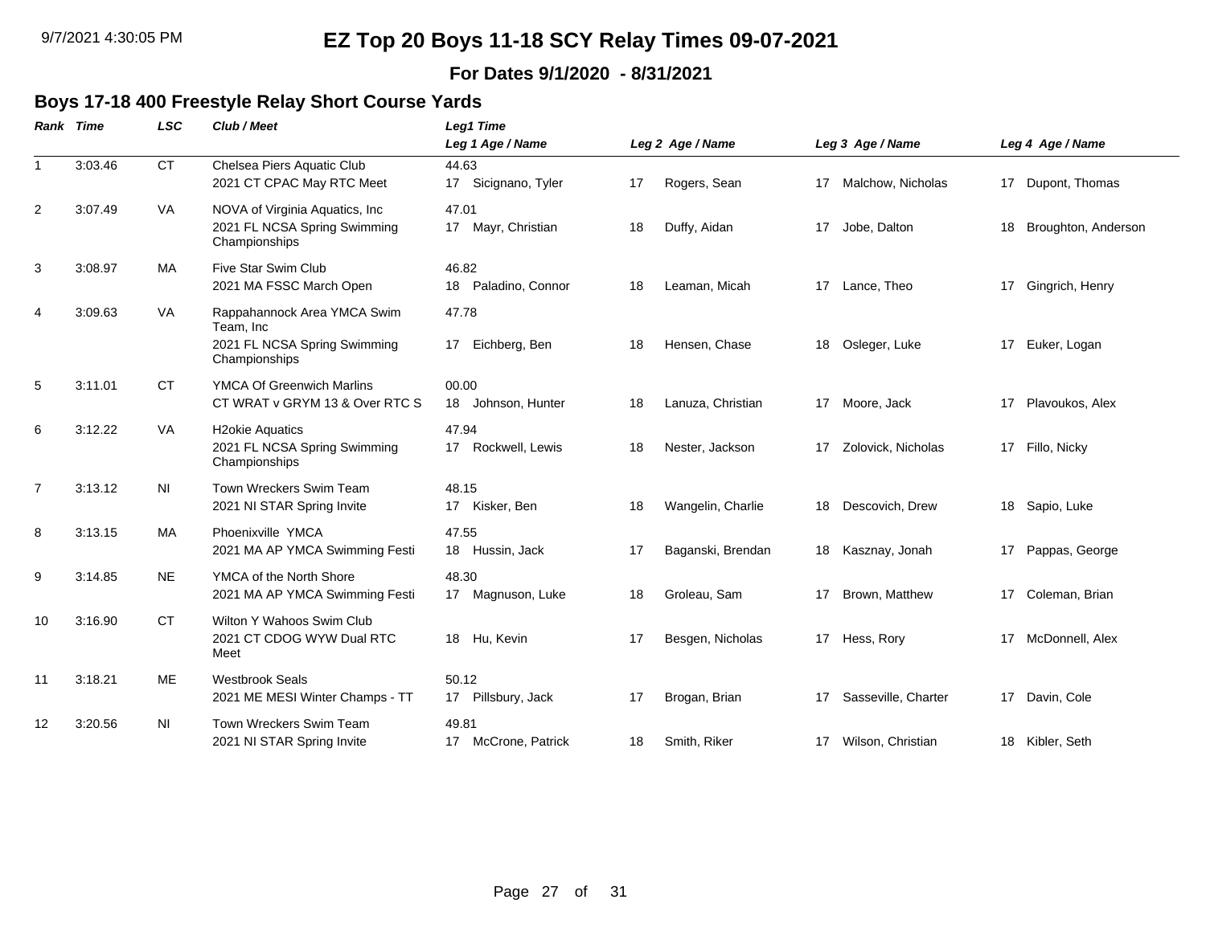# EZ Top 20 Boys 11-18 SCY Relay Times 09-07-2021

**For Dates 9/1/2020 - 8/31/2021**

## Boys 17-18 400 Freestyle Relay Short Course Yards

| Rank | Time | LSC | Club / Meet | Leg1 Time / Leg 1 Age / Name | Leg 2 Age / Name | Leg 3 Age / Name | Leg 4 Age / Name |
|---|---|---|---|---|---|---|---|
| 1 | 3:03.46 | CT | Chelsea Piers Aquatic Club<br>2021 CT CPAC May RTC Meet | 44.63<br>17 Sicignano, Tyler | 17 Rogers, Sean | 17 Malchow, Nicholas | 17 Dupont, Thomas |
| 2 | 3:07.49 | VA | NOVA of Virginia Aquatics, Inc<br>2021 FL NCSA Spring Swimming Championships | 47.01<br>17 Mayr, Christian | 18 Duffy, Aidan | 17 Jobe, Dalton | 18 Broughton, Anderson |
| 3 | 3:08.97 | MA | Five Star Swim Club<br>2021 MA FSSC March Open | 46.82<br>18 Paladino, Connor | 18 Leaman, Micah | 17 Lance, Theo | 17 Gingrich, Henry |
| 4 | 3:09.63 | VA | Rappahannock Area YMCA Swim Team, Inc<br>2021 FL NCSA Spring Swimming Championships | 47.78<br>17 Eichberg, Ben | 18 Hensen, Chase | 18 Osleger, Luke | 17 Euker, Logan |
| 5 | 3:11.01 | CT | YMCA Of Greenwich Marlins<br>CT WRAT v GRYM 13 & Over RTC S | 00.00<br>18 Johnson, Hunter | 18 Lanuza, Christian | 17 Moore, Jack | 17 Plavoukos, Alex |
| 6 | 3:12.22 | VA | H2okie Aquatics<br>2021 FL NCSA Spring Swimming Championships | 47.94<br>17 Rockwell, Lewis | 18 Nester, Jackson | 17 Zolovick, Nicholas | 17 Fillo, Nicky |
| 7 | 3:13.12 | NI | Town Wreckers Swim Team<br>2021 NI STAR Spring Invite | 48.15<br>17 Kisker, Ben | 18 Wangelin, Charlie | 18 Descovich, Drew | 18 Sapio, Luke |
| 8 | 3:13.15 | MA | Phoenixville YMCA<br>2021 MA AP YMCA Swimming Festi | 47.55<br>18 Hussin, Jack | 17 Baganski, Brendan | 18 Kasznay, Jonah | 17 Pappas, George |
| 9 | 3:14.85 | NE | YMCA of the North Shore<br>2021 MA AP YMCA Swimming Festi | 48.30<br>17 Magnuson, Luke | 18 Groleau, Sam | 17 Brown, Matthew | 17 Coleman, Brian |
| 10 | 3:16.90 | CT | Wilton Y Wahoos Swim Club<br>2021 CT CDOG WYW Dual RTC Meet | 18 Hu, Kevin | 17 Besgen, Nicholas | 17 Hess, Rory | 17 McDonnell, Alex |
| 11 | 3:18.21 | ME | Westbrook Seals<br>2021 ME MESI Winter Champs - TT | 50.12<br>17 Pillsbury, Jack | 17 Brogan, Brian | 17 Sasseville, Charter | 17 Davin, Cole |
| 12 | 3:20.56 | NI | Town Wreckers Swim Team<br>2021 NI STAR Spring Invite | 49.81<br>17 McCrone, Patrick | 18 Smith, Riker | 17 Wilson, Christian | 18 Kibler, Seth |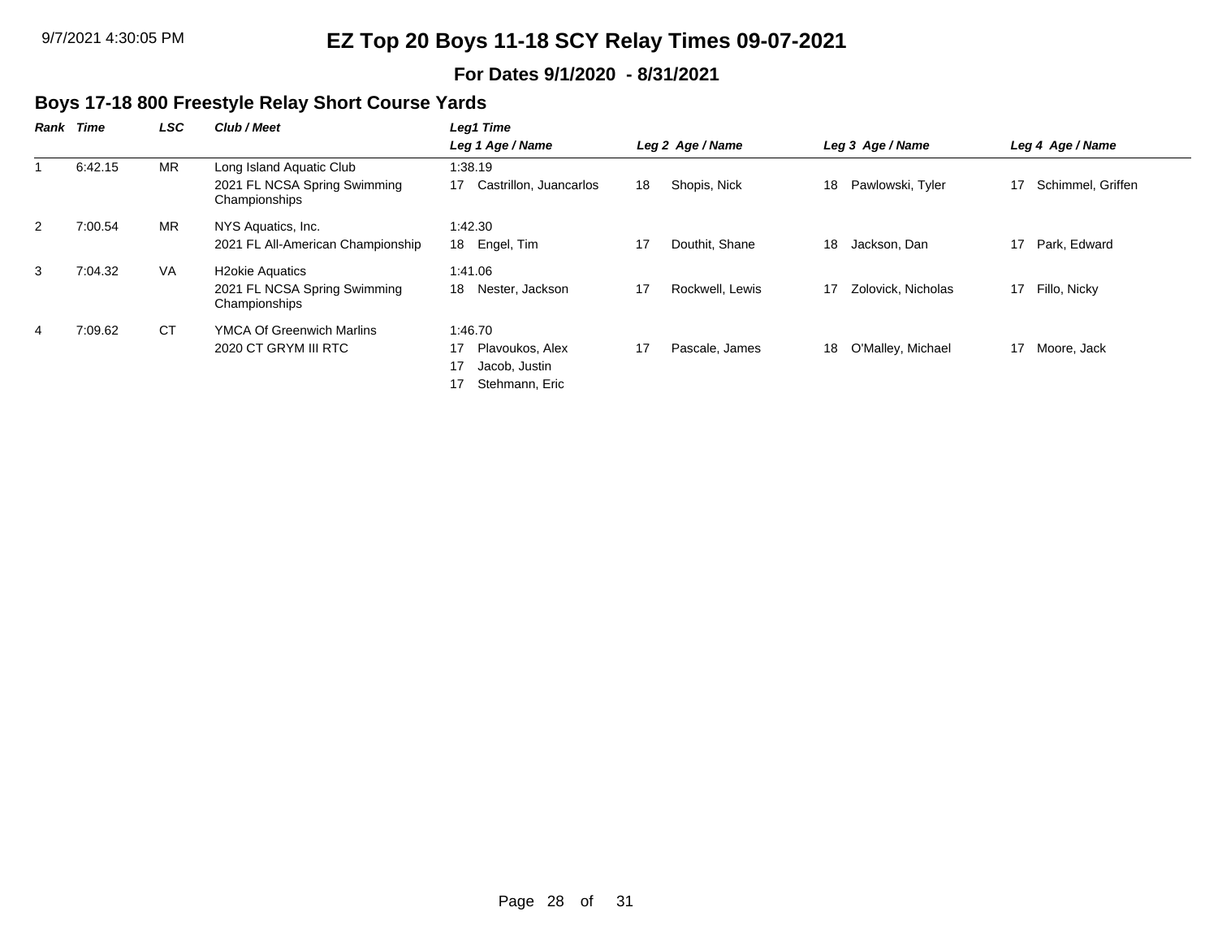# EZ Top 20 Boys 11-18 SCY Relay Times 09-07-2021

**For Dates 9/1/2020 - 8/31/2021**

## Boys 17-18 800 Freestyle Relay Short Course Yards

| Rank | Time | LSC | Club / Meet | Leg1 Time / Leg 1 Age / Name | Leg 2 Age / Name | Leg 3 Age / Name | Leg 4 Age / Name |
|---|---|---|---|---|---|---|---|
| 1 | 6:42.15 | MR | Long Island Aquatic Club<br>2021 FL NCSA Spring Swimming Championships | 1:38.19<br>17 Castrillon, Juancarlos | 18 Shopis, Nick | 18 Pawlowski, Tyler | 17 Schimmel, Griffen |
| 2 | 7:00.54 | MR | NYS Aquatics, Inc.<br>2021 FL All-American Championship | 1:42.30<br>18 Engel, Tim | 17 Douthit, Shane | 18 Jackson, Dan | 17 Park, Edward |
| 3 | 7:04.32 | VA | H2okie Aquatics<br>2021 FL NCSA Spring Swimming Championships | 1:41.06<br>18 Nester, Jackson | 17 Rockwell, Lewis | 17 Zolovick, Nicholas | 17 Fillo, Nicky |
| 4 | 7:09.62 | CT | YMCA Of Greenwich Marlins<br>2020 CT GRYM III RTC | 1:46.70<br>17 Plavoukos, Alex<br>17 Jacob, Justin<br>17 Stehmann, Eric | 17 Pascale, James | 18 O'Malley, Michael | 17 Moore, Jack |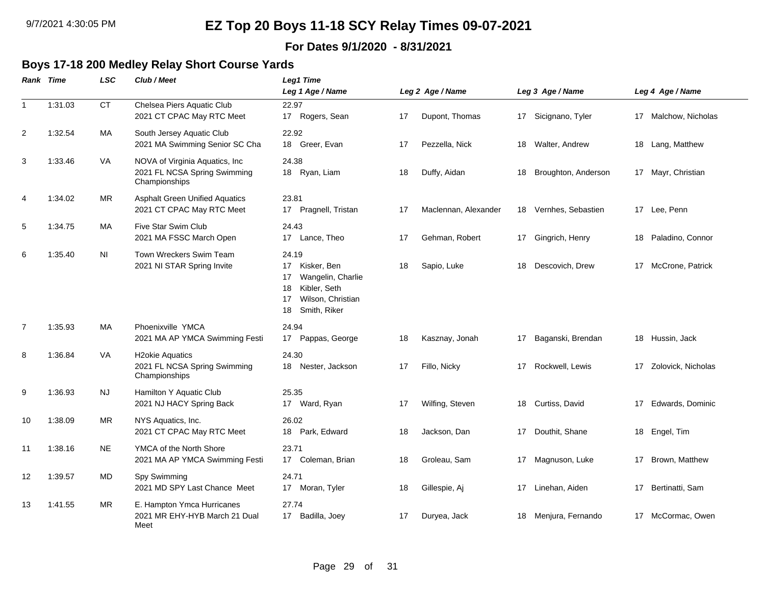# EZ Top 20 Boys 11-18 SCY Relay Times 09-07-2021

**For Dates 9/1/2020 - 8/31/2021**

## Boys 17-18 200 Medley Relay Short Course Yards

| Rank | Time | LSC | Club / Meet | Leg1 Time<br>Leg 1 Age / Name | Leg 2 Age / Name | Leg 3 Age / Name | Leg 4 Age / Name |
|---|---|---|---|---|---|---|---|
| 1 | 1:31.03 | CT | Chelsea Piers Aquatic Club<br>2021 CT CPAC May RTC Meet | 22.97<br>17 Rogers, Sean | 17 Dupont, Thomas | 17 Sicignano, Tyler | 17 Malchow, Nicholas |
| 2 | 1:32.54 | MA | South Jersey Aquatic Club<br>2021 MA Swimming Senior SC Cha | 22.92<br>18 Greer, Evan | 17 Pezzella, Nick | 18 Walter, Andrew | 18 Lang, Matthew |
| 3 | 1:33.46 | VA | NOVA of Virginia Aquatics, Inc<br>2021 FL NCSA Spring Swimming Championships | 24.38<br>18 Ryan, Liam | 18 Duffy, Aidan | 18 Broughton, Anderson | 17 Mayr, Christian |
| 4 | 1:34.02 | MR | Asphalt Green Unified Aquatics<br>2021 CT CPAC May RTC Meet | 23.81<br>17 Pragnell, Tristan | 17 Maclennan, Alexander | 18 Vernhes, Sebastien | 17 Lee, Penn |
| 5 | 1:34.75 | MA | Five Star Swim Club<br>2021 MA FSSC March Open | 24.43<br>17 Lance, Theo | 17 Gehman, Robert | 17 Gingrich, Henry | 18 Paladino, Connor |
| 6 | 1:35.40 | NI | Town Wreckers Swim Team<br>2021 NI STAR Spring Invite | 24.19<br>17 Kisker, Ben<br>17 Wangelin, Charlie<br>18 Kibler, Seth<br>17 Wilson, Christian<br>18 Smith, Riker | 18 Sapio, Luke | 18 Descovich, Drew | 17 McCrone, Patrick |
| 7 | 1:35.93 | MA | Phoenixville YMCA<br>2021 MA AP YMCA Swimming Festi | 24.94<br>17 Pappas, George | 18 Kasznay, Jonah | 17 Baganski, Brendan | 18 Hussin, Jack |
| 8 | 1:36.84 | VA | H2okie Aquatics<br>2021 FL NCSA Spring Swimming Championships | 24.30<br>18 Nester, Jackson | 17 Fillo, Nicky | 17 Rockwell, Lewis | 17 Zolovick, Nicholas |
| 9 | 1:36.93 | NJ | Hamilton Y Aquatic Club<br>2021 NJ HACY Spring Back | 25.35<br>17 Ward, Ryan | 17 Wilfing, Steven | 18 Curtiss, David | 17 Edwards, Dominic |
| 10 | 1:38.09 | MR | NYS Aquatics, Inc.<br>2021 CT CPAC May RTC Meet | 26.02<br>18 Park, Edward | 18 Jackson, Dan | 17 Douthit, Shane | 18 Engel, Tim |
| 11 | 1:38.16 | NE | YMCA of the North Shore<br>2021 MA AP YMCA Swimming Festi | 23.71<br>17 Coleman, Brian | 18 Groleau, Sam | 17 Magnuson, Luke | 17 Brown, Matthew |
| 12 | 1:39.57 | MD | Spy Swimming<br>2021 MD SPY Last Chance Meet | 24.71<br>17 Moran, Tyler | 18 Gillespie, Aj | 17 Linehan, Aiden | 17 Bertinatti, Sam |
| 13 | 1:41.55 | MR | E. Hampton Ymca Hurricanes<br>2021 MR EHY-HYB March 21 Dual Meet | 27.74<br>17 Badilla, Joey | 17 Duryea, Jack | 18 Menjura, Fernando | 17 McCormac, Owen |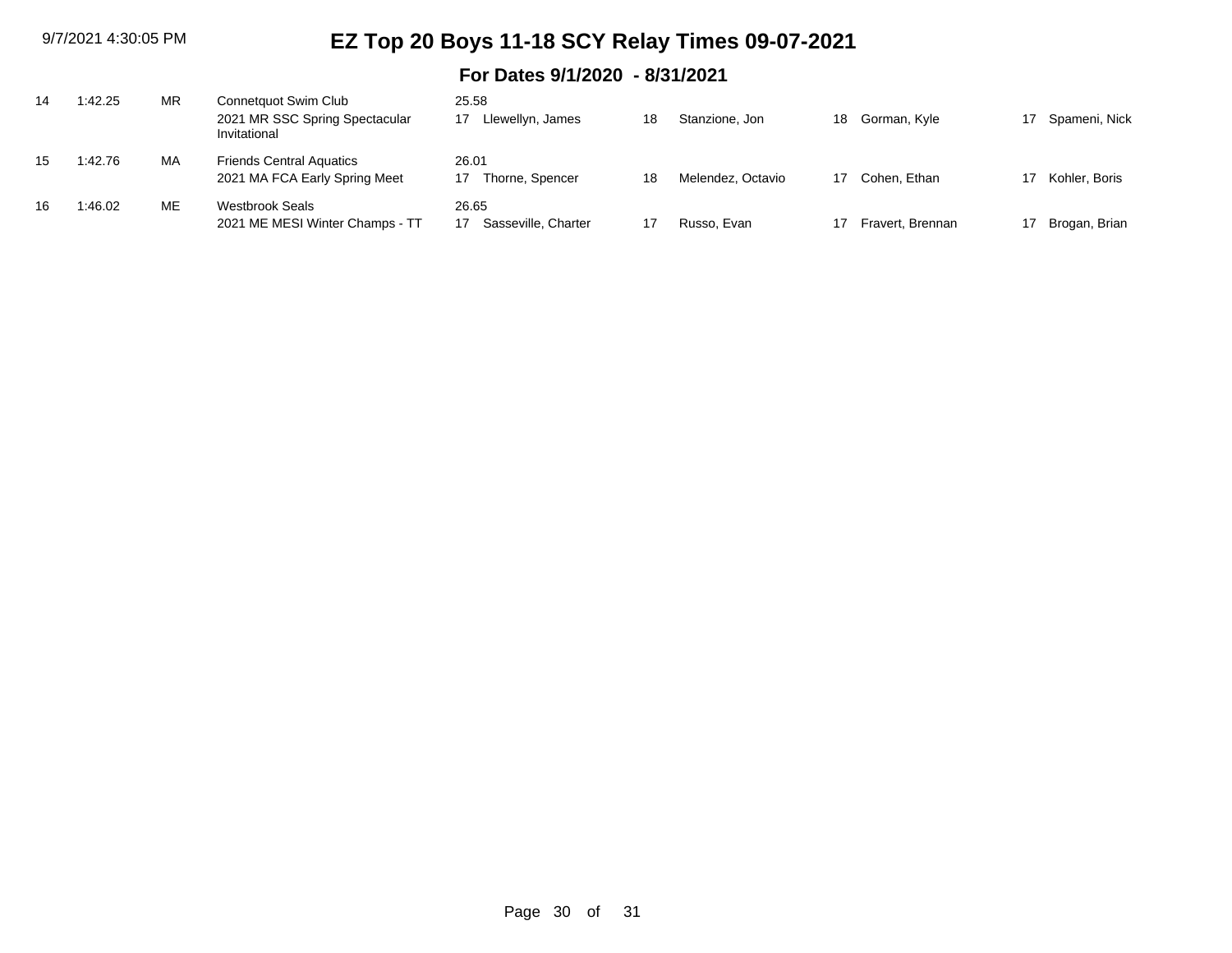# EZ Top 20 Boys 11-18 SCY Relay Times 09-07-2021

## For Dates 9/1/2020 - 8/31/2021

| Rank | Time | LSC | Team / Meet | Lead | Age | Swimmer 1 | Age | Swimmer 2 | Age | Swimmer 3 | Age | Swimmer 4 |
|---|---|---|---|---|---|---|---|---|---|---|---|---|
| 14 | 1:42.25 | MR | Connetquot Swim Club<br>2021 MR SSC Spring Spectacular Invitational | 25.58 | 17 | Llewellyn, James | 18 | Stanzione, Jon | 18 | Gorman, Kyle | 17 | Spameni, Nick |
| 15 | 1:42.76 | MA | Friends Central Aquatics<br>2021 MA FCA Early Spring Meet | 26.01 | 17 | Thorne, Spencer | 18 | Melendez, Octavio | 17 | Cohen, Ethan | 17 | Kohler, Boris |
| 16 | 1:46.02 | ME | Westbrook Seals<br>2021 ME MESI Winter Champs - TT | 26.65 | 17 | Sasseville, Charter | 17 | Russo, Evan | 17 | Fravert, Brennan | 17 | Brogan, Brian |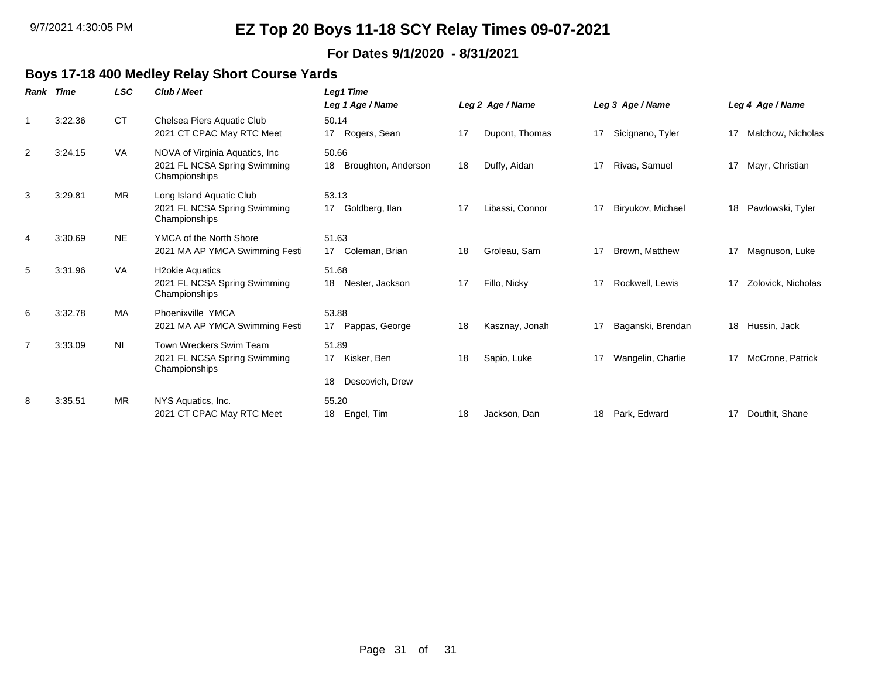# EZ Top 20 Boys 11-18 SCY Relay Times 09-07-2021

**For Dates 9/1/2020 - 8/31/2021**

## Boys 17-18 400 Medley Relay Short Course Yards

| Rank | Time | LSC | Club / Meet | Leg1 Time / Leg 1 Age / Name | Leg 2 Age / Name | Leg 3 Age / Name | Leg 4 Age / Name |
|---|---|---|---|---|---|---|---|
| 1 | 3:22.36 | CT | Chelsea Piers Aquatic Club<br>2021 CT CPAC May RTC Meet | 50.14<br>17 Rogers, Sean | 17 Dupont, Thomas | 17 Sicignano, Tyler | 17 Malchow, Nicholas |
| 2 | 3:24.15 | VA | NOVA of Virginia Aquatics, Inc<br>2021 FL NCSA Spring Swimming Championships | 50.66<br>18 Broughton, Anderson | 18 Duffy, Aidan | 17 Rivas, Samuel | 17 Mayr, Christian |
| 3 | 3:29.81 | MR | Long Island Aquatic Club<br>2021 FL NCSA Spring Swimming Championships | 53.13<br>17 Goldberg, Ilan | 17 Libassi, Connor | 17 Biryukov, Michael | 18 Pawlowski, Tyler |
| 4 | 3:30.69 | NE | YMCA of the North Shore<br>2021 MA AP YMCA Swimming Festi | 51.63<br>17 Coleman, Brian | 18 Groleau, Sam | 17 Brown, Matthew | 17 Magnuson, Luke |
| 5 | 3:31.96 | VA | H2okie Aquatics<br>2021 FL NCSA Spring Swimming Championships | 51.68<br>18 Nester, Jackson | 17 Fillo, Nicky | 17 Rockwell, Lewis | 17 Zolovick, Nicholas |
| 6 | 3:32.78 | MA | Phoenixville YMCA<br>2021 MA AP YMCA Swimming Festi | 53.88<br>17 Pappas, George | 18 Kasznay, Jonah | 17 Baganski, Brendan | 18 Hussin, Jack |
| 7 | 3:33.09 | NI | Town Wreckers Swim Team<br>2021 FL NCSA Spring Swimming Championships | 51.89<br>17 Kisker, Ben<br>18 Descovich, Drew | 18 Sapio, Luke | 17 Wangelin, Charlie | 17 McCrone, Patrick |
| 8 | 3:35.51 | MR | NYS Aquatics, Inc.<br>2021 CT CPAC May RTC Meet | 55.20<br>18 Engel, Tim | 18 Jackson, Dan | 18 Park, Edward | 17 Douthit, Shane |